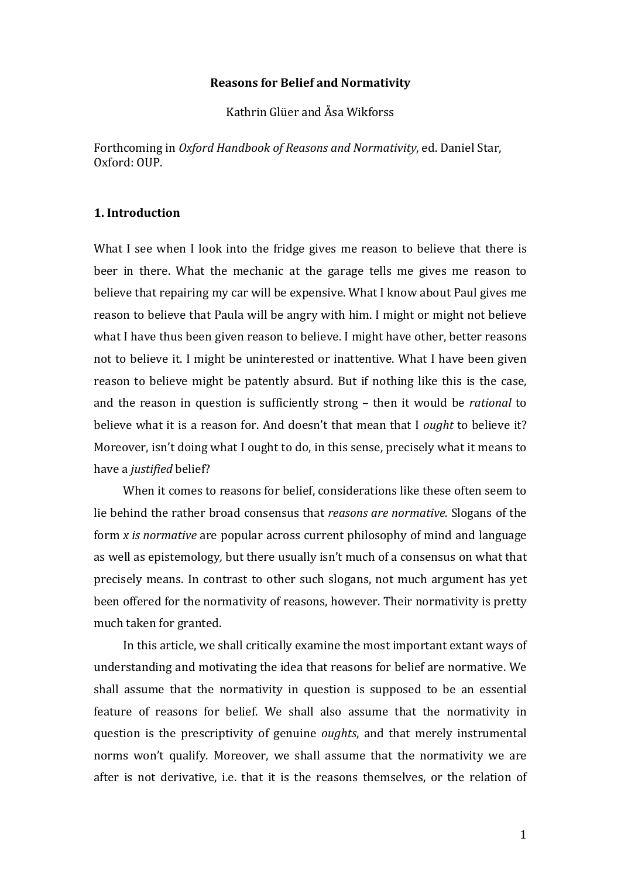# Reasons for Belief and Normativity

Kathrin Glüer and Åsa Wikforss

Forthcoming in *Oxford Handbook of Reasons and Normativity*, ed. Daniel Star, Oxford: OUP.

## 1. Introduction

What I see when I look into the fridge gives me reason to believe that there is beer in there. What the mechanic at the garage tells me gives me reason to believe that repairing my car will be expensive. What I know about Paul gives me reason to believe that Paula will be angry with him. I might or might not believe what I have thus been given reason to believe. I might have other, better reasons not to believe it. I might be uninterested or inattentive. What I have been given reason to believe might be patently absurd. But if nothing like this is the case, and the reason in question is sufficiently strong – then it would be *rational* to believe what it is a reason for. And doesn't that mean that I *ought* to believe it? Moreover, isn't doing what I ought to do, in this sense, precisely what it means to have a *justified* belief?

When it comes to reasons for belief, considerations like these often seem to lie behind the rather broad consensus that *reasons are normative*. Slogans of the form *x is normative* are popular across current philosophy of mind and language as well as epistemology, but there usually isn't much of a consensus on what that precisely means. In contrast to other such slogans, not much argument has yet been offered for the normativity of reasons, however. Their normativity is pretty much taken for granted.

In this article, we shall critically examine the most important extant ways of understanding and motivating the idea that reasons for belief are normative. We shall assume that the normativity in question is supposed to be an essential feature of reasons for belief. We shall also assume that the normativity in question is the prescriptivity of genuine *oughts*, and that merely instrumental norms won't qualify. Moreover, we shall assume that the normativity we are after is not derivative, i.e. that it is the reasons themselves, or the relation of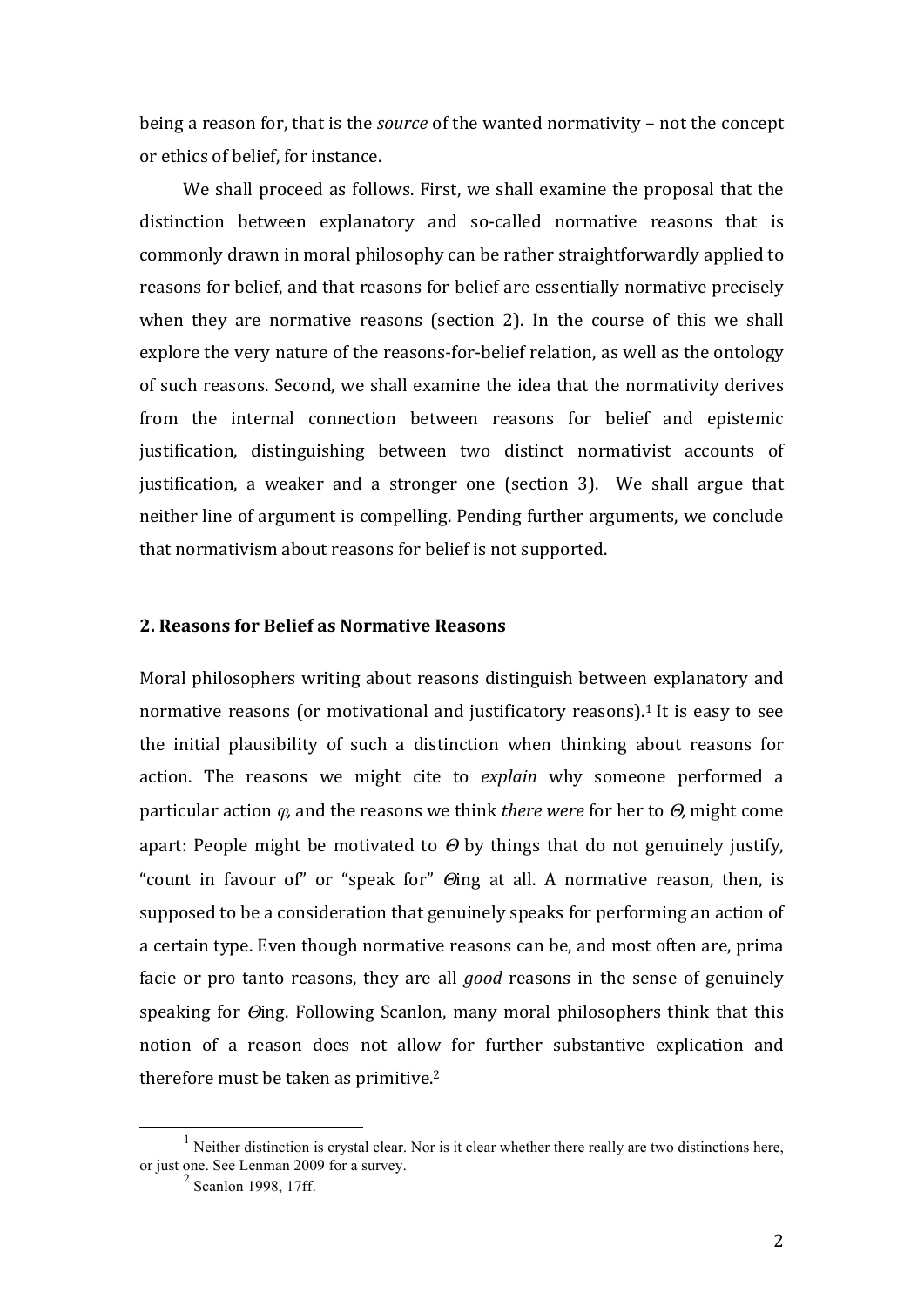being a reason for, that is the *source* of the wanted normativity – not the concept or ethics of belief, for instance.

We shall proceed as follows. First, we shall examine the proposal that the distinction between explanatory and so-called normative reasons that is commonly drawn in moral philosophy can be rather straightforwardly applied to reasons for belief, and that reasons for belief are essentially normative precisely when they are normative reasons (section 2). In the course of this we shall explore the very nature of the reasons-for-belief relation, as well as the ontology of such reasons. Second, we shall examine the idea that the normativity derives from the internal connection between reasons for belief and epistemic justification, distinguishing between two distinct normativist accounts of justification, a weaker and a stronger one (section 3). We shall argue that neither line of argument is compelling. Pending further arguments, we conclude that normativism about reasons for belief is not supported.

## 2. Reasons for Belief as Normative Reasons

Moral philosophers writing about reasons distinguish between explanatory and normative reasons (or motivational and justificatory reasons).[1] It is easy to see the initial plausibility of such a distinction when thinking about reasons for action. The reasons we might cite to *explain* why someone performed a particular action $\varphi$, and the reasons we think *there were* for her to $\Theta$, might come apart: People might be motivated to $\Theta$ by things that do not genuinely justify, "count in favour of" or "speak for" $\Theta$ing at all. A normative reason, then, is supposed to be a consideration that genuinely speaks for performing an action of a certain type. Even though normative reasons can be, and most often are, prima facie or pro tanto reasons, they are all *good* reasons in the sense of genuinely speaking for $\Theta$ing. Following Scanlon, many moral philosophers think that this notion of a reason does not allow for further substantive explication and therefore must be taken as primitive.[2]

---

[1] Neither distinction is crystal clear. Nor is it clear whether there really are two distinctions here, or just one. See Lenman 2009 for a survey.

[2] Scanlon 1998, 17ff.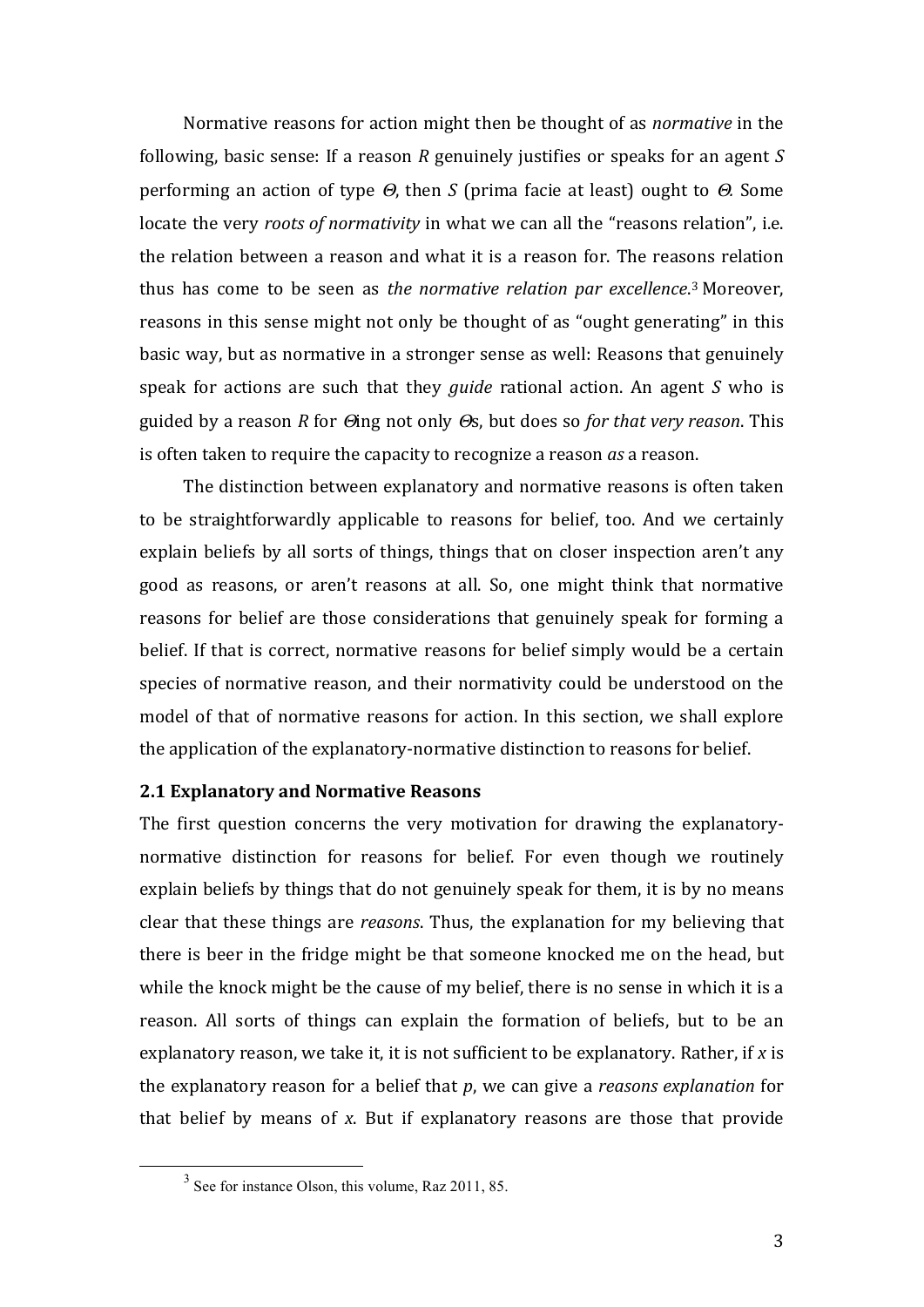Normative reasons for action might then be thought of as *normative* in the following, basic sense: If a reason *R* genuinely justifies or speaks for an agent *S* performing an action of type $\Theta$, then *S* (prima facie at least) ought to $\Theta$. Some locate the very *roots of normativity* in what we can all the "reasons relation", i.e. the relation between a reason and what it is a reason for. The reasons relation thus has come to be seen as *the normative relation par excellence*.[3] Moreover, reasons in this sense might not only be thought of as "ought generating" in this basic way, but as normative in a stronger sense as well: Reasons that genuinely speak for actions are such that they *guide* rational action. An agent *S* who is guided by a reason *R* for $\Theta$ing not only $\Theta$s, but does so *for that very reason*. This is often taken to require the capacity to recognize a reason *as* a reason.

The distinction between explanatory and normative reasons is often taken to be straightforwardly applicable to reasons for belief, too. And we certainly explain beliefs by all sorts of things, things that on closer inspection aren't any good as reasons, or aren't reasons at all. So, one might think that normative reasons for belief are those considerations that genuinely speak for forming a belief. If that is correct, normative reasons for belief simply would be a certain species of normative reason, and their normativity could be understood on the model of that of normative reasons for action. In this section, we shall explore the application of the explanatory-normative distinction to reasons for belief.

### 2.1 Explanatory and Normative Reasons

The first question concerns the very motivation for drawing the explanatory-normative distinction for reasons for belief. For even though we routinely explain beliefs by things that do not genuinely speak for them, it is by no means clear that these things are *reasons*. Thus, the explanation for my believing that there is beer in the fridge might be that someone knocked me on the head, but while the knock might be the cause of my belief, there is no sense in which it is a reason. All sorts of things can explain the formation of beliefs, but to be an explanatory reason, we take it, it is not sufficient to be explanatory. Rather, if *x* is the explanatory reason for a belief that *p*, we can give a *reasons explanation* for that belief by means of *x*. But if explanatory reasons are those that provide

[3] See for instance Olson, this volume, Raz 2011, 85.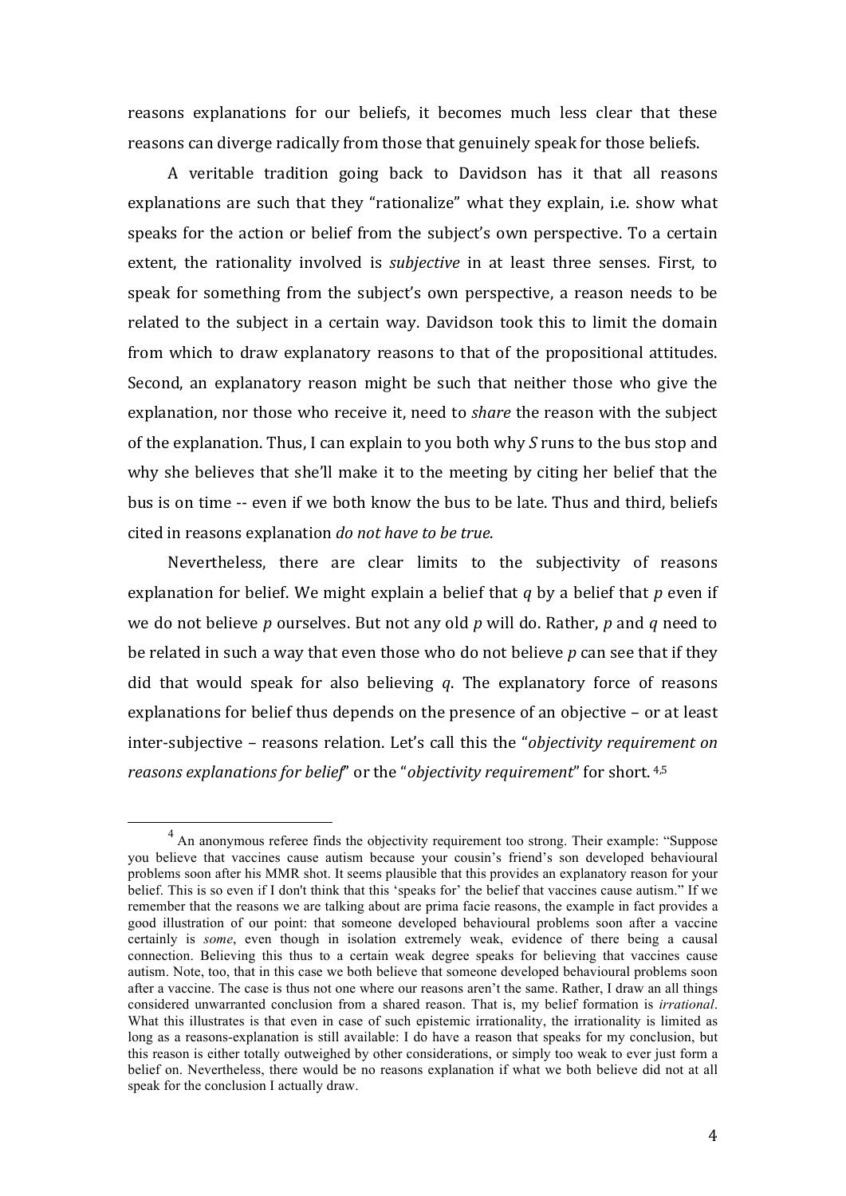reasons explanations for our beliefs, it becomes much less clear that these reasons can diverge radically from those that genuinely speak for those beliefs.

A veritable tradition going back to Davidson has it that all reasons explanations are such that they "rationalize" what they explain, i.e. show what speaks for the action or belief from the subject's own perspective. To a certain extent, the rationality involved is *subjective* in at least three senses. First, to speak for something from the subject's own perspective, a reason needs to be related to the subject in a certain way. Davidson took this to limit the domain from which to draw explanatory reasons to that of the propositional attitudes. Second, an explanatory reason might be such that neither those who give the explanation, nor those who receive it, need to *share* the reason with the subject of the explanation. Thus, I can explain to you both why *S* runs to the bus stop and why she believes that she'll make it to the meeting by citing her belief that the bus is on time -- even if we both know the bus to be late. Thus and third, beliefs cited in reasons explanation *do not have to be true*.

Nevertheless, there are clear limits to the subjectivity of reasons explanation for belief. We might explain a belief that *q* by a belief that *p* even if we do not believe *p* ourselves. But not any old *p* will do. Rather, *p* and *q* need to be related in such a way that even those who do not believe *p* can see that if they did that would speak for also believing *q*. The explanatory force of reasons explanations for belief thus depends on the presence of an objective – or at least inter-subjective – reasons relation. Let's call this the "*objectivity requirement on reasons explanations for belief*" or the "*objectivity requirement*" for short. [4,5]

---

[4] An anonymous referee finds the objectivity requirement too strong. Their example: "Suppose you believe that vaccines cause autism because your cousin's friend's son developed behavioural problems soon after his MMR shot. It seems plausible that this provides an explanatory reason for your belief. This is so even if I don't think that this 'speaks for' the belief that vaccines cause autism." If we remember that the reasons we are talking about are prima facie reasons, the example in fact provides a good illustration of our point: that someone developed behavioural problems soon after a vaccine certainly is *some*, even though in isolation extremely weak, evidence of there being a causal connection. Believing this thus to a certain weak degree speaks for believing that vaccines cause autism. Note, too, that in this case we both believe that someone developed behavioural problems soon after a vaccine. The case is thus not one where our reasons aren't the same. Rather, I draw an all things considered unwarranted conclusion from a shared reason. That is, my belief formation is *irrational*. What this illustrates is that even in case of such epistemic irrationality, the irrationality is limited as long as a reasons-explanation is still available: I do have a reason that speaks for my conclusion, but this reason is either totally outweighed by other considerations, or simply too weak to ever just form a belief on. Nevertheless, there would be no reasons explanation if what we both believe did not at all speak for the conclusion I actually draw.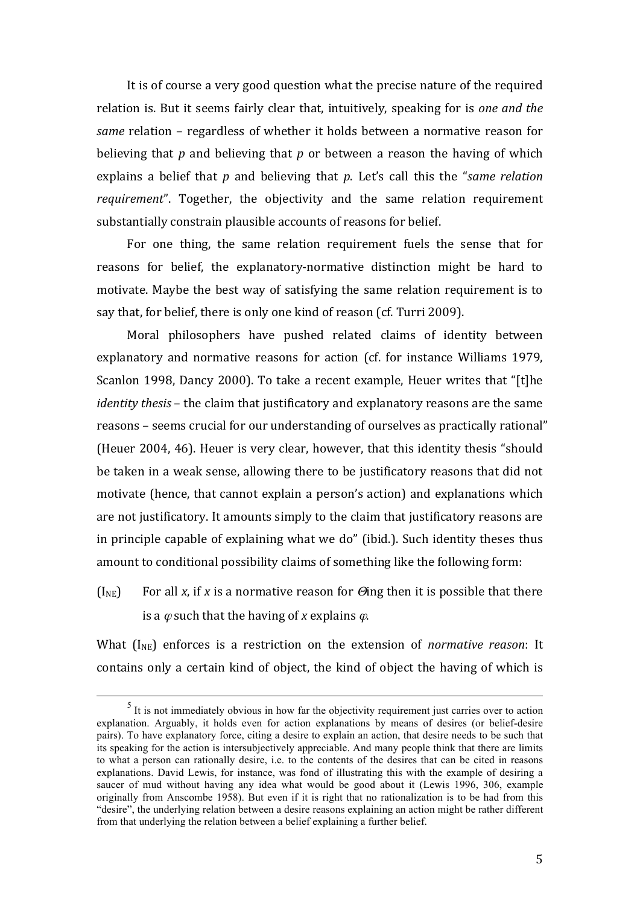It is of course a very good question what the precise nature of the required relation is. But it seems fairly clear that, intuitively, speaking for is *one and the same* relation – regardless of whether it holds between a normative reason for believing that *p* and believing that *p* or between a reason the having of which explains a belief that *p* and believing that *p*. Let's call this the "*same relation requirement*". Together, the objectivity and the same relation requirement substantially constrain plausible accounts of reasons for belief.

For one thing, the same relation requirement fuels the sense that for reasons for belief, the explanatory-normative distinction might be hard to motivate. Maybe the best way of satisfying the same relation requirement is to say that, for belief, there is only one kind of reason (cf. Turri 2009).

Moral philosophers have pushed related claims of identity between explanatory and normative reasons for action (cf. for instance Williams 1979, Scanlon 1998, Dancy 2000). To take a recent example, Heuer writes that "[t]he *identity thesis* – the claim that justificatory and explanatory reasons are the same reasons – seems crucial for our understanding of ourselves as practically rational" (Heuer 2004, 46). Heuer is very clear, however, that this identity thesis "should be taken in a weak sense, allowing there to be justificatory reasons that did not motivate (hence, that cannot explain a person's action) and explanations which are not justificatory. It amounts simply to the claim that justificatory reasons are in principle capable of explaining what we do" (ibid.). Such identity theses thus amount to conditional possibility claims of something like the following form:

($I_{NE}$) For all *x*, if *x* is a normative reason for $\Theta$ing then it is possible that there is a $\varphi$ such that the having of *x* explains $\varphi$.

What ($I_{NE}$) enforces is a restriction on the extension of *normative reason*: It contains only a certain kind of object, the kind of object the having of which is

---

[5] It is not immediately obvious in how far the objectivity requirement just carries over to action explanation. Arguably, it holds even for action explanations by means of desires (or belief-desire pairs). To have explanatory force, citing a desire to explain an action, that desire needs to be such that its speaking for the action is intersubjectively appreciable. And many people think that there are limits to what a person can rationally desire, i.e. to the contents of the desires that can be cited in reasons explanations. David Lewis, for instance, was fond of illustrating this with the example of desiring a saucer of mud without having any idea what would be good about it (Lewis 1996, 306, example originally from Anscombe 1958). But even if it is right that no rationalization is to be had from this "desire", the underlying relation between a desire reasons explaining an action might be rather different from that underlying the relation between a belief explaining a further belief.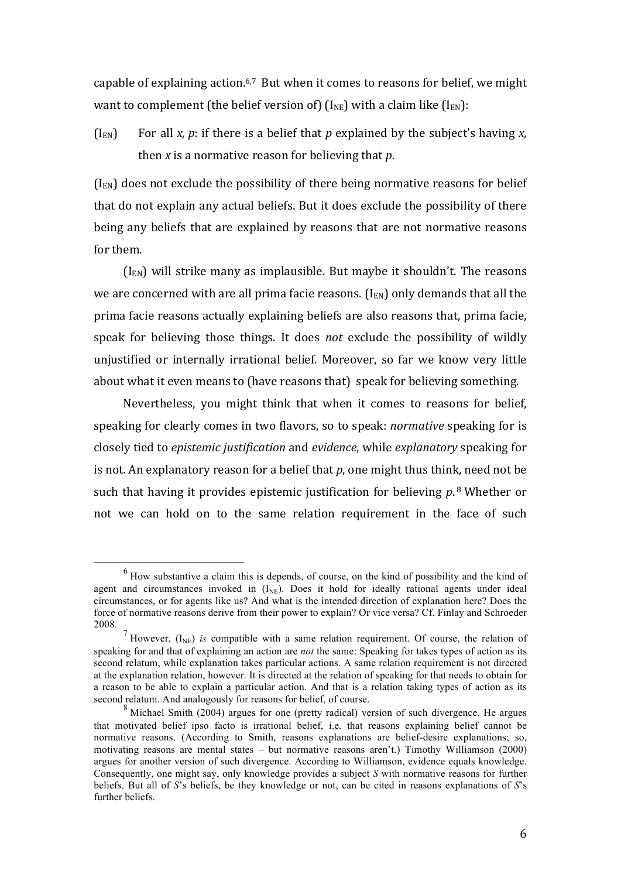capable of explaining action.[6,7] But when it comes to reasons for belief, we might want to complement (the belief version of) ($I_{NE}$) with a claim like ($I_{EN}$):

($I_{EN}$) For all *x, p*: if there is a belief that *p* explained by the subject's having *x*, then *x* is a normative reason for believing that *p*.

($I_{EN}$) does not exclude the possibility of there being normative reasons for belief that do not explain any actual beliefs. But it does exclude the possibility of there being any beliefs that are explained by reasons that are not normative reasons for them.

($I_{EN}$) will strike many as implausible. But maybe it shouldn't. The reasons we are concerned with are all prima facie reasons. ($I_{EN}$) only demands that all the prima facie reasons actually explaining beliefs are also reasons that, prima facie, speak for believing those things. It does *not* exclude the possibility of wildly unjustified or internally irrational belief. Moreover, so far we know very little about what it even means to (have reasons that) speak for believing something.

Nevertheless, you might think that when it comes to reasons for belief, speaking for clearly comes in two flavors, so to speak: *normative* speaking for is closely tied to *epistemic justification* and *evidence*, while *explanatory* speaking for is not. An explanatory reason for a belief that *p*, one might thus think, need not be such that having it provides epistemic justification for believing *p*.[8] Whether or not we can hold on to the same relation requirement in the face of such

---

[6] How substantive a claim this is depends, of course, on the kind of possibility and the kind of agent and circumstances invoked in ($I_{NE}$). Does it hold for ideally rational agents under ideal circumstances, or for agents like us? And what is the intended direction of explanation here? Does the force of normative reasons derive from their power to explain? Or vice versa? Cf. Finlay and Schroeder 2008.

[7] However, ($I_{NE}$) *is* compatible with a same relation requirement. Of course, the relation of speaking for and that of explaining an action are *not* the same: Speaking for takes types of action as its second relatum, while explanation takes particular actions. A same relation requirement is not directed at the explanation relation, however. It is directed at the relation of speaking for that needs to obtain for a reason to be able to explain a particular action. And that is a relation taking types of action as its second relatum. And analogously for reasons for belief, of course.

[8] Michael Smith (2004) argues for one (pretty radical) version of such divergence. He argues that motivated belief ipso facto is irrational belief, i.e. that reasons explaining belief cannot be normative reasons. (According to Smith, reasons explanations are belief-desire explanations; so, motivating reasons are mental states – but normative reasons aren't.) Timothy Williamson (2000) argues for another version of such divergence. According to Williamson, evidence equals knowledge. Consequently, one might say, only knowledge provides a subject *S* with normative reasons for further beliefs. But all of *S*'s beliefs, be they knowledge or not, can be cited in reasons explanations of *S*'s further beliefs.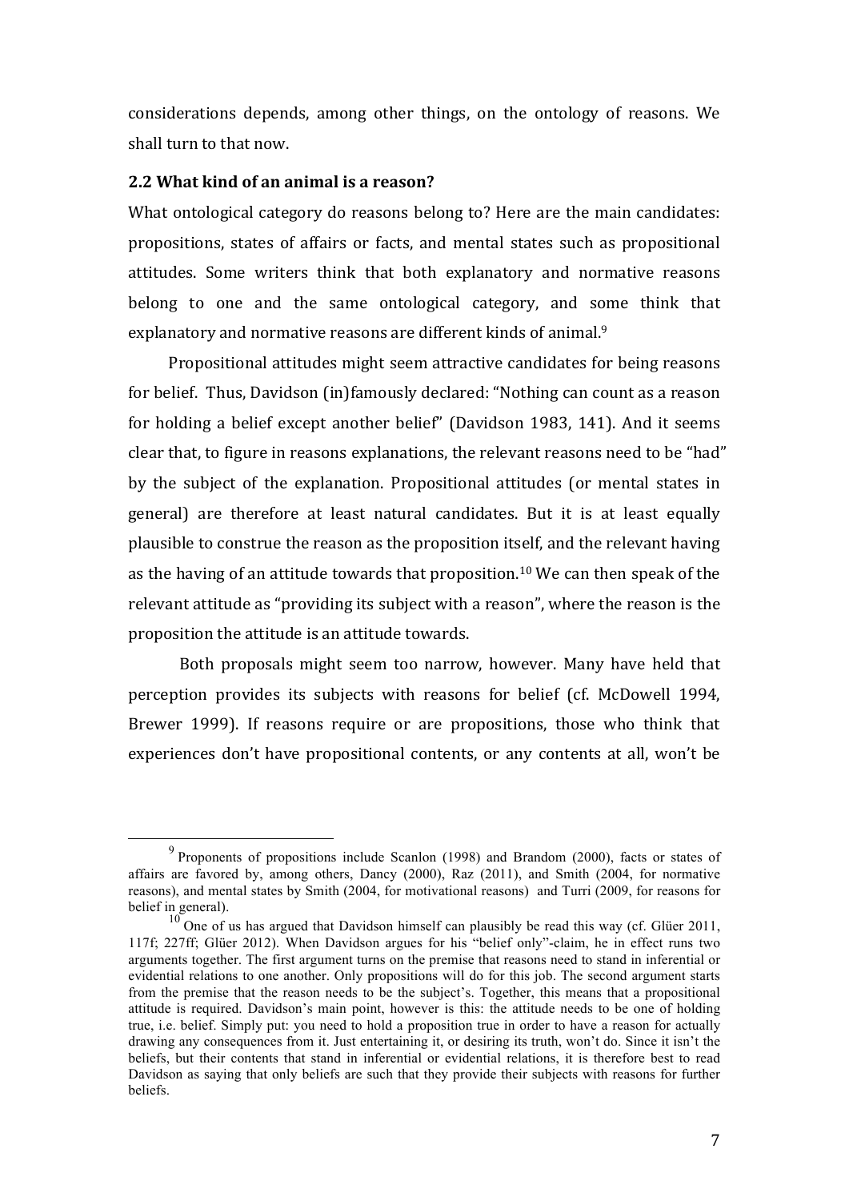considerations depends, among other things, on the ontology of reasons. We shall turn to that now.

### 2.2 What kind of an animal is a reason?

What ontological category do reasons belong to? Here are the main candidates: propositions, states of affairs or facts, and mental states such as propositional attitudes. Some writers think that both explanatory and normative reasons belong to one and the same ontological category, and some think that explanatory and normative reasons are different kinds of animal.[9]

Propositional attitudes might seem attractive candidates for being reasons for belief. Thus, Davidson (in)famously declared: "Nothing can count as a reason for holding a belief except another belief" (Davidson 1983, 141). And it seems clear that, to figure in reasons explanations, the relevant reasons need to be "had" by the subject of the explanation. Propositional attitudes (or mental states in general) are therefore at least natural candidates. But it is at least equally plausible to construe the reason as the proposition itself, and the relevant having as the having of an attitude towards that proposition.[10] We can then speak of the relevant attitude as "providing its subject with a reason", where the reason is the proposition the attitude is an attitude towards.

Both proposals might seem too narrow, however. Many have held that perception provides its subjects with reasons for belief (cf. McDowell 1994, Brewer 1999). If reasons require or are propositions, those who think that experiences don't have propositional contents, or any contents at all, won't be

---

[9] Proponents of propositions include Scanlon (1998) and Brandom (2000), facts or states of affairs are favored by, among others, Dancy (2000), Raz (2011), and Smith (2004, for normative reasons), and mental states by Smith (2004, for motivational reasons) and Turri (2009, for reasons for belief in general).

[10] One of us has argued that Davidson himself can plausibly be read this way (cf. Glüer 2011, 117f; 227ff; Glüer 2012). When Davidson argues for his "belief only"-claim, he in effect runs two arguments together. The first argument turns on the premise that reasons need to stand in inferential or evidential relations to one another. Only propositions will do for this job. The second argument starts from the premise that the reason needs to be the subject's. Together, this means that a propositional attitude is required. Davidson's main point, however is this: the attitude needs to be one of holding true, i.e. belief. Simply put: you need to hold a proposition true in order to have a reason for actually drawing any consequences from it. Just entertaining it, or desiring its truth, won't do. Since it isn't the beliefs, but their contents that stand in inferential or evidential relations, it is therefore best to read Davidson as saying that only beliefs are such that they provide their subjects with reasons for further beliefs.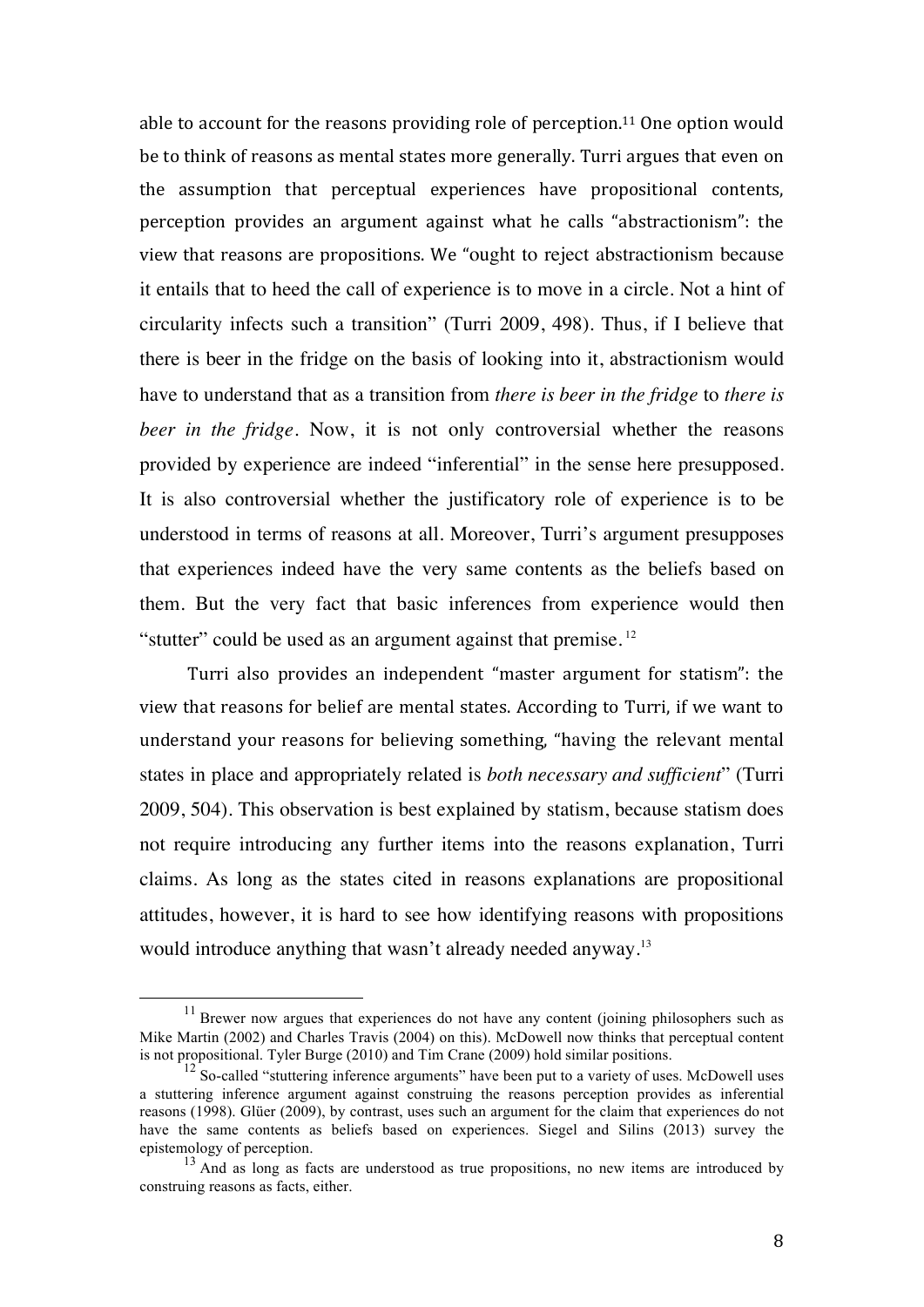able to account for the reasons providing role of perception.[11] One option would be to think of reasons as mental states more generally. Turri argues that even on the assumption that perceptual experiences have propositional contents, perception provides an argument against what he calls "abstractionism": the view that reasons are propositions. We "ought to reject abstractionism because it entails that to heed the call of experience is to move in a circle. Not a hint of circularity infects such a transition" (Turri 2009, 498). Thus, if I believe that there is beer in the fridge on the basis of looking into it, abstractionism would have to understand that as a transition from *there is beer in the fridge* to *there is beer in the fridge*. Now, it is not only controversial whether the reasons provided by experience are indeed "inferential" in the sense here presupposed. It is also controversial whether the justificatory role of experience is to be understood in terms of reasons at all. Moreover, Turri's argument presupposes that experiences indeed have the very same contents as the beliefs based on them. But the very fact that basic inferences from experience would then "stutter" could be used as an argument against that premise.[12]

Turri also provides an independent "master argument for statism": the view that reasons for belief are mental states. According to Turri, if we want to understand your reasons for believing something, "having the relevant mental states in place and appropriately related is *both necessary and sufficient*" (Turri 2009, 504). This observation is best explained by statism, because statism does not require introducing any further items into the reasons explanation, Turri claims. As long as the states cited in reasons explanations are propositional attitudes, however, it is hard to see how identifying reasons with propositions would introduce anything that wasn't already needed anyway.[13]

---

[11] Brewer now argues that experiences do not have any content (joining philosophers such as Mike Martin (2002) and Charles Travis (2004) on this). McDowell now thinks that perceptual content is not propositional. Tyler Burge (2010) and Tim Crane (2009) hold similar positions.

[12] So-called "stuttering inference arguments" have been put to a variety of uses. McDowell uses a stuttering inference argument against construing the reasons perception provides as inferential reasons (1998). Glüer (2009), by contrast, uses such an argument for the claim that experiences do not have the same contents as beliefs based on experiences. Siegel and Silins (2013) survey the epistemology of perception.

[13] And as long as facts are understood as true propositions, no new items are introduced by construing reasons as facts, either.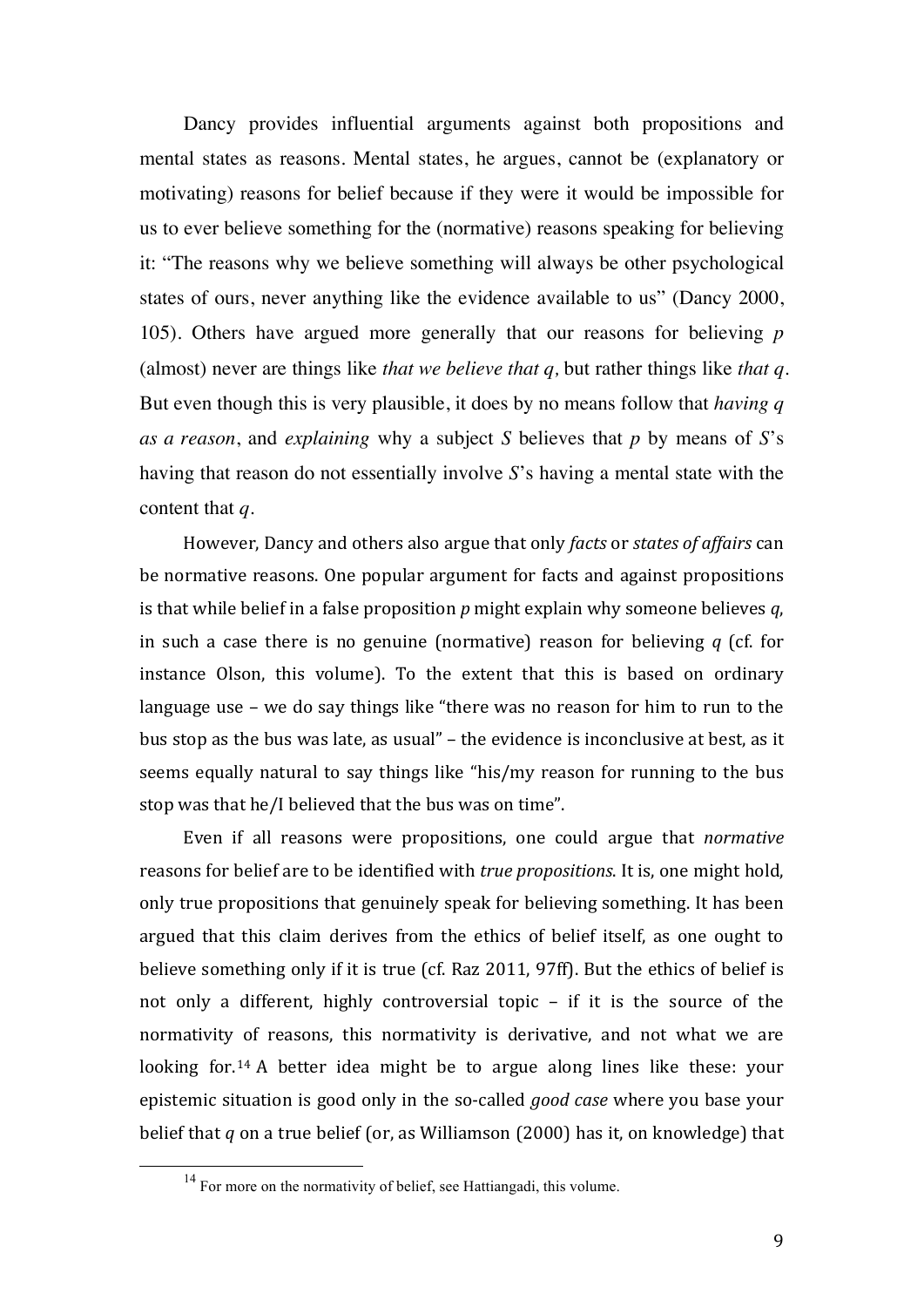Dancy provides influential arguments against both propositions and mental states as reasons. Mental states, he argues, cannot be (explanatory or motivating) reasons for belief because if they were it would be impossible for us to ever believe something for the (normative) reasons speaking for believing it: "The reasons why we believe something will always be other psychological states of ours, never anything like the evidence available to us" (Dancy 2000, 105). Others have argued more generally that our reasons for believing *p* (almost) never are things like *that we believe that q*, but rather things like *that q*. But even though this is very plausible, it does by no means follow that *having q as a reason*, and *explaining* why a subject *S* believes that *p* by means of *S*'s having that reason do not essentially involve *S*'s having a mental state with the content that *q*.

However, Dancy and others also argue that only *facts* or *states of affairs* can be normative reasons. One popular argument for facts and against propositions is that while belief in a false proposition *p* might explain why someone believes *q*, in such a case there is no genuine (normative) reason for believing *q* (cf. for instance Olson, this volume). To the extent that this is based on ordinary language use – we do say things like "there was no reason for him to run to the bus stop as the bus was late, as usual" – the evidence is inconclusive at best, as it seems equally natural to say things like "his/my reason for running to the bus stop was that he/I believed that the bus was on time".

Even if all reasons were propositions, one could argue that *normative* reasons for belief are to be identified with *true propositions*. It is, one might hold, only true propositions that genuinely speak for believing something. It has been argued that this claim derives from the ethics of belief itself, as one ought to believe something only if it is true (cf. Raz 2011, 97ff). But the ethics of belief is not only a different, highly controversial topic – if it is the source of the normativity of reasons, this normativity is derivative, and not what we are looking for.[14] A better idea might be to argue along lines like these: your epistemic situation is good only in the so-called *good case* where you base your belief that *q* on a true belief (or, as Williamson (2000) has it, on knowledge) that

[14] For more on the normativity of belief, see Hattiangadi, this volume.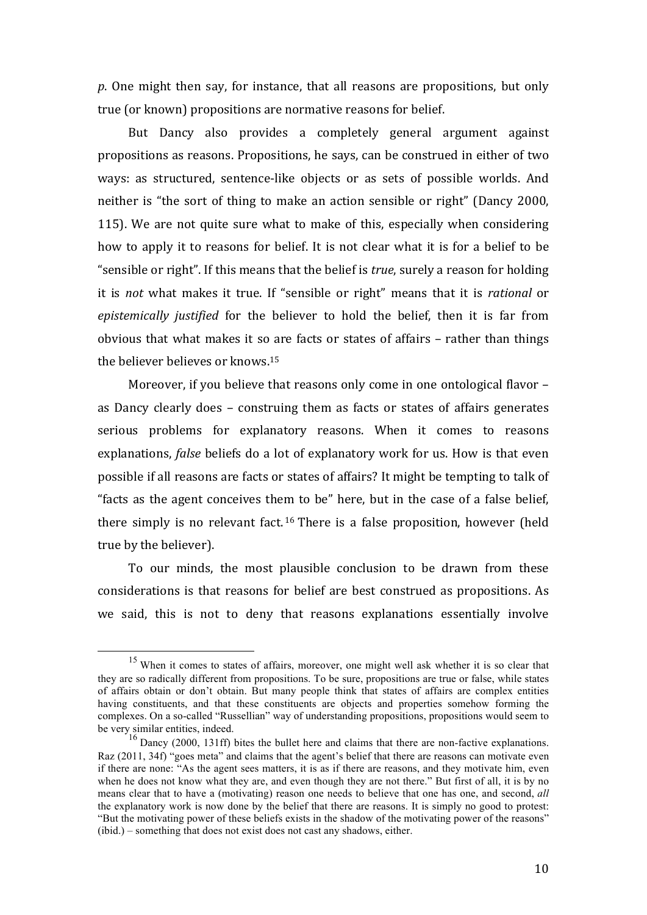*p*. One might then say, for instance, that all reasons are propositions, but only true (or known) propositions are normative reasons for belief.

But Dancy also provides a completely general argument against propositions as reasons. Propositions, he says, can be construed in either of two ways: as structured, sentence-like objects or as sets of possible worlds. And neither is "the sort of thing to make an action sensible or right" (Dancy 2000, 115). We are not quite sure what to make of this, especially when considering how to apply it to reasons for belief. It is not clear what it is for a belief to be "sensible or right". If this means that the belief is *true*, surely a reason for holding it is *not* what makes it true. If "sensible or right" means that it is *rational* or *epistemically justified* for the believer to hold the belief, then it is far from obvious that what makes it so are facts or states of affairs – rather than things the believer believes or knows.[15]

Moreover, if you believe that reasons only come in one ontological flavor – as Dancy clearly does – construing them as facts or states of affairs generates serious problems for explanatory reasons. When it comes to reasons explanations, *false* beliefs do a lot of explanatory work for us. How is that even possible if all reasons are facts or states of affairs? It might be tempting to talk of "facts as the agent conceives them to be" here, but in the case of a false belief, there simply is no relevant fact.[16] There is a false proposition, however (held true by the believer).

To our minds, the most plausible conclusion to be drawn from these considerations is that reasons for belief are best construed as propositions. As we said, this is not to deny that reasons explanations essentially involve

[15] When it comes to states of affairs, moreover, one might well ask whether it is so clear that they are so radically different from propositions. To be sure, propositions are true or false, while states of affairs obtain or don't obtain. But many people think that states of affairs are complex entities having constituents, and that these constituents are objects and properties somehow forming the complexes. On a so-called "Russellian" way of understanding propositions, propositions would seem to be very similar entities, indeed.

[16] Dancy (2000, 131ff) bites the bullet here and claims that there are non-factive explanations. Raz (2011, 34f) "goes meta" and claims that the agent's belief that there are reasons can motivate even if there are none: "As the agent sees matters, it is as if there are reasons, and they motivate him, even when he does not know what they are, and even though they are not there." But first of all, it is by no means clear that to have a (motivating) reason one needs to believe that one has one, and second, *all* the explanatory work is now done by the belief that there are reasons. It is simply no good to protest: "But the motivating power of these beliefs exists in the shadow of the motivating power of the reasons" (ibid.) – something that does not exist does not cast any shadows, either.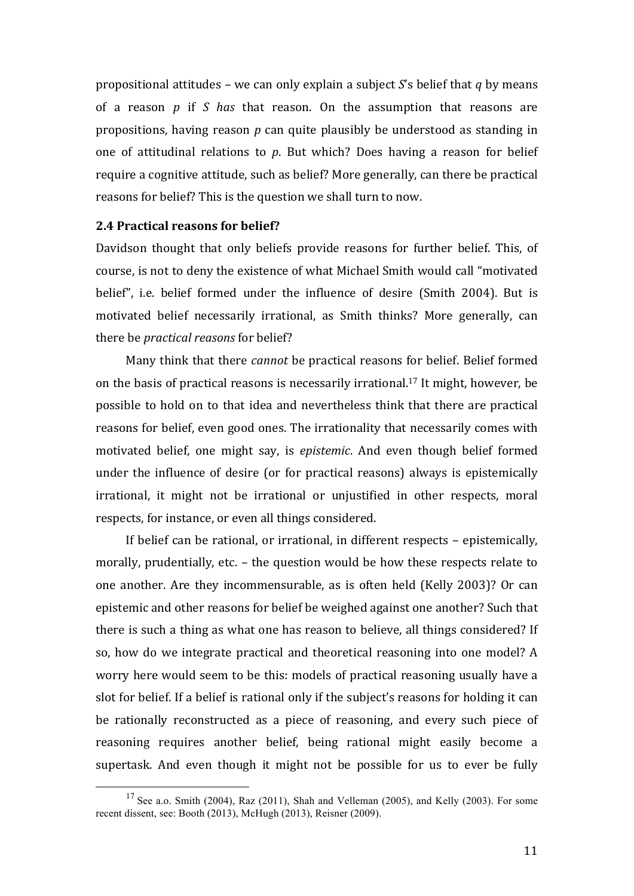propositional attitudes – we can only explain a subject *S*'s belief that *q* by means of a reason *p* if *S has* that reason. On the assumption that reasons are propositions, having reason *p* can quite plausibly be understood as standing in one of attitudinal relations to *p*. But which? Does having a reason for belief require a cognitive attitude, such as belief? More generally, can there be practical reasons for belief? This is the question we shall turn to now.

### 2.4 Practical reasons for belief?

Davidson thought that only beliefs provide reasons for further belief. This, of course, is not to deny the existence of what Michael Smith would call "motivated belief", i.e. belief formed under the influence of desire (Smith 2004). But is motivated belief necessarily irrational, as Smith thinks? More generally, can there be *practical reasons* for belief?

Many think that there *cannot* be practical reasons for belief. Belief formed on the basis of practical reasons is necessarily irrational.[17] It might, however, be possible to hold on to that idea and nevertheless think that there are practical reasons for belief, even good ones. The irrationality that necessarily comes with motivated belief, one might say, is *epistemic*. And even though belief formed under the influence of desire (or for practical reasons) always is epistemically irrational, it might not be irrational or unjustified in other respects, moral respects, for instance, or even all things considered.

If belief can be rational, or irrational, in different respects – epistemically, morally, prudentially, etc. – the question would be how these respects relate to one another. Are they incommensurable, as is often held (Kelly 2003)? Or can epistemic and other reasons for belief be weighed against one another? Such that there is such a thing as what one has reason to believe, all things considered? If so, how do we integrate practical and theoretical reasoning into one model? A worry here would seem to be this: models of practical reasoning usually have a slot for belief. If a belief is rational only if the subject's reasons for holding it can be rationally reconstructed as a piece of reasoning, and every such piece of reasoning requires another belief, being rational might easily become a supertask. And even though it might not be possible for us to ever be fully

---

[17] See a.o. Smith (2004), Raz (2011), Shah and Velleman (2005), and Kelly (2003). For some recent dissent, see: Booth (2013), McHugh (2013), Reisner (2009).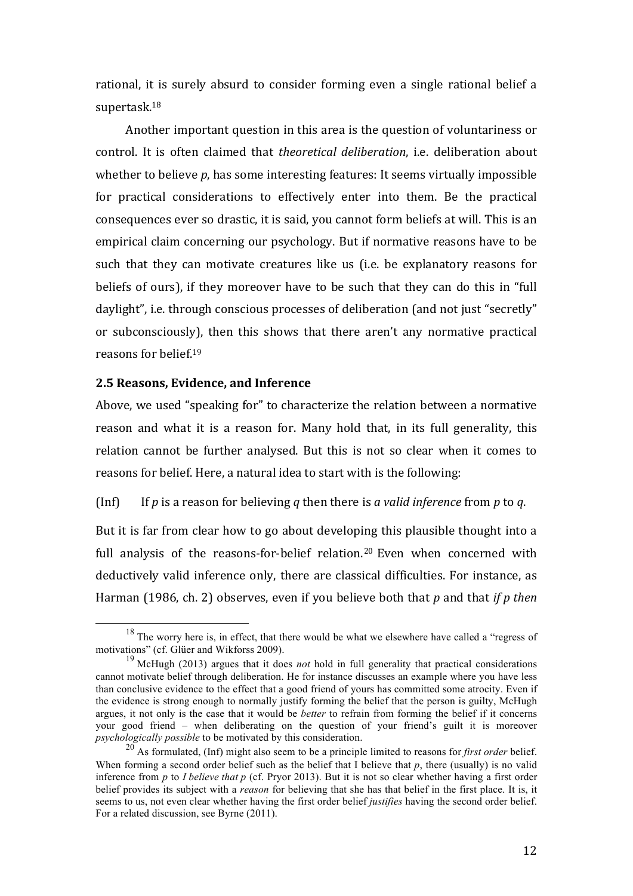rational, it is surely absurd to consider forming even a single rational belief a supertask.[18]

Another important question in this area is the question of voluntariness or control. It is often claimed that *theoretical deliberation*, i.e. deliberation about whether to believe *p*, has some interesting features: It seems virtually impossible for practical considerations to effectively enter into them. Be the practical consequences ever so drastic, it is said, you cannot form beliefs at will. This is an empirical claim concerning our psychology. But if normative reasons have to be such that they can motivate creatures like us (i.e. be explanatory reasons for beliefs of ours), if they moreover have to be such that they can do this in "full daylight", i.e. through conscious processes of deliberation (and not just "secretly" or subconsciously), then this shows that there aren't any normative practical reasons for belief.[19]

### 2.5 Reasons, Evidence, and Inference

Above, we used "speaking for" to characterize the relation between a normative reason and what it is a reason for. Many hold that, in its full generality, this relation cannot be further analysed. But this is not so clear when it comes to reasons for belief. Here, a natural idea to start with is the following:

(Inf) If *p* is a reason for believing *q* then there is *a valid inference* from *p* to *q*.

But it is far from clear how to go about developing this plausible thought into a full analysis of the reasons-for-belief relation.[20] Even when concerned with deductively valid inference only, there are classical difficulties. For instance, as Harman (1986, ch. 2) observes, even if you believe both that *p* and that *if p then*

---

[18] The worry here is, in effect, that there would be what we elsewhere have called a "regress of motivations" (cf. Glüer and Wikforss 2009).

[19] McHugh (2013) argues that it does *not* hold in full generality that practical considerations cannot motivate belief through deliberation. He for instance discusses an example where you have less than conclusive evidence to the effect that a good friend of yours has committed some atrocity. Even if the evidence is strong enough to normally justify forming the belief that the person is guilty, McHugh argues, it not only is the case that it would be *better* to refrain from forming the belief if it concerns your good friend – when deliberating on the question of your friend's guilt it is moreover *psychologically possible* to be motivated by this consideration.

[20] As formulated, (Inf) might also seem to be a principle limited to reasons for *first order* belief. When forming a second order belief such as the belief that I believe that *p*, there (usually) is no valid inference from *p* to *I believe that p* (cf. Pryor 2013). But it is not so clear whether having a first order belief provides its subject with a *reason* for believing that she has that belief in the first place. It is, it seems to us, not even clear whether having the first order belief *justifies* having the second order belief. For a related discussion, see Byrne (2011).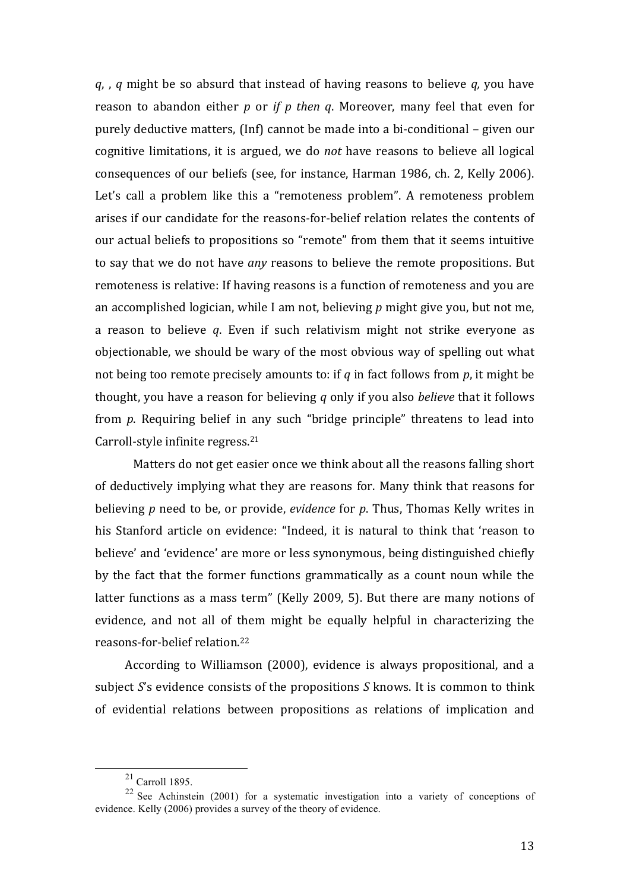*q*, , *q* might be so absurd that instead of having reasons to believe *q*, you have reason to abandon either *p* or *if p then q*. Moreover, many feel that even for purely deductive matters, (Inf) cannot be made into a bi-conditional – given our cognitive limitations, it is argued, we do *not* have reasons to believe all logical consequences of our beliefs (see, for instance, Harman 1986, ch. 2, Kelly 2006). Let's call a problem like this a "remoteness problem". A remoteness problem arises if our candidate for the reasons-for-belief relation relates the contents of our actual beliefs to propositions so "remote" from them that it seems intuitive to say that we do not have *any* reasons to believe the remote propositions. But remoteness is relative: If having reasons is a function of remoteness and you are an accomplished logician, while I am not, believing *p* might give you, but not me, a reason to believe *q*. Even if such relativism might not strike everyone as objectionable, we should be wary of the most obvious way of spelling out what not being too remote precisely amounts to: if *q* in fact follows from *p*, it might be thought, you have a reason for believing *q* only if you also *believe* that it follows from *p*. Requiring belief in any such "bridge principle" threatens to lead into Carroll-style infinite regress.[21]

Matters do not get easier once we think about all the reasons falling short of deductively implying what they are reasons for. Many think that reasons for believing *p* need to be, or provide, *evidence* for *p*. Thus, Thomas Kelly writes in his Stanford article on evidence: "Indeed, it is natural to think that 'reason to believe' and 'evidence' are more or less synonymous, being distinguished chiefly by the fact that the former functions grammatically as a count noun while the latter functions as a mass term" (Kelly 2009, 5). But there are many notions of evidence, and not all of them might be equally helpful in characterizing the reasons-for-belief relation.[22]

According to Williamson (2000), evidence is always propositional, and a subject *S*'s evidence consists of the propositions *S* knows. It is common to think of evidential relations between propositions as relations of implication and

---

[21] Carroll 1895.

[22] See Achinstein (2001) for a systematic investigation into a variety of conceptions of evidence. Kelly (2006) provides a survey of the theory of evidence.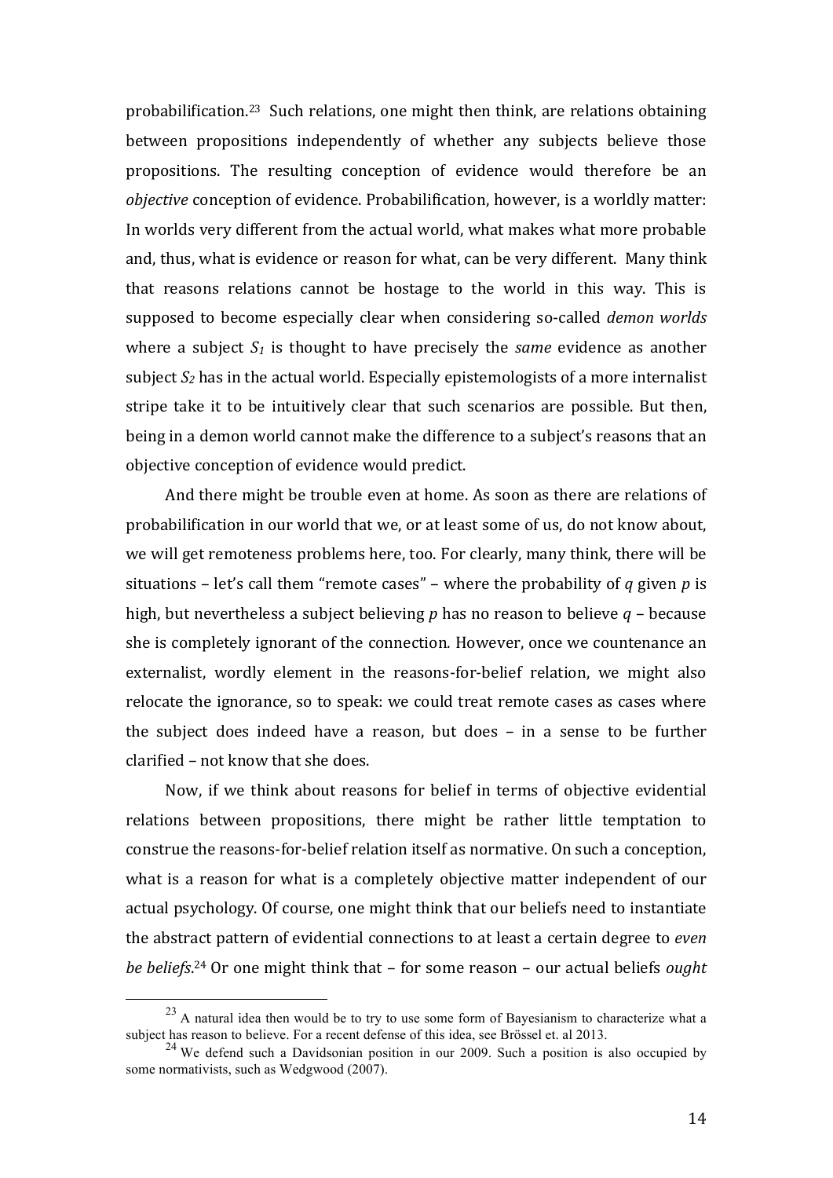probabilification.[23] Such relations, one might then think, are relations obtaining between propositions independently of whether any subjects believe those propositions. The resulting conception of evidence would therefore be an *objective* conception of evidence. Probabilification, however, is a worldly matter: In worlds very different from the actual world, what makes what more probable and, thus, what is evidence or reason for what, can be very different. Many think that reasons relations cannot be hostage to the world in this way. This is supposed to become especially clear when considering so-called *demon worlds* where a subject $S_1$ is thought to have precisely the *same* evidence as another subject $S_2$ has in the actual world. Especially epistemologists of a more internalist stripe take it to be intuitively clear that such scenarios are possible. But then, being in a demon world cannot make the difference to a subject's reasons that an objective conception of evidence would predict.

And there might be trouble even at home. As soon as there are relations of probabilification in our world that we, or at least some of us, do not know about, we will get remoteness problems here, too. For clearly, many think, there will be situations – let's call them "remote cases" – where the probability of *q* given *p* is high, but nevertheless a subject believing *p* has no reason to believe *q* – because she is completely ignorant of the connection. However, once we countenance an externalist, wordly element in the reasons-for-belief relation, we might also relocate the ignorance, so to speak: we could treat remote cases as cases where the subject does indeed have a reason, but does – in a sense to be further clarified – not know that she does.

Now, if we think about reasons for belief in terms of objective evidential relations between propositions, there might be rather little temptation to construe the reasons-for-belief relation itself as normative. On such a conception, what is a reason for what is a completely objective matter independent of our actual psychology. Of course, one might think that our beliefs need to instantiate the abstract pattern of evidential connections to at least a certain degree to *even be beliefs*.[24] Or one might think that – for some reason – our actual beliefs *ought*

[23] A natural idea then would be to try to use some form of Bayesianism to characterize what a subject has reason to believe. For a recent defense of this idea, see Brössel et. al 2013.

[24] We defend such a Davidsonian position in our 2009. Such a position is also occupied by some normativists, such as Wedgwood (2007).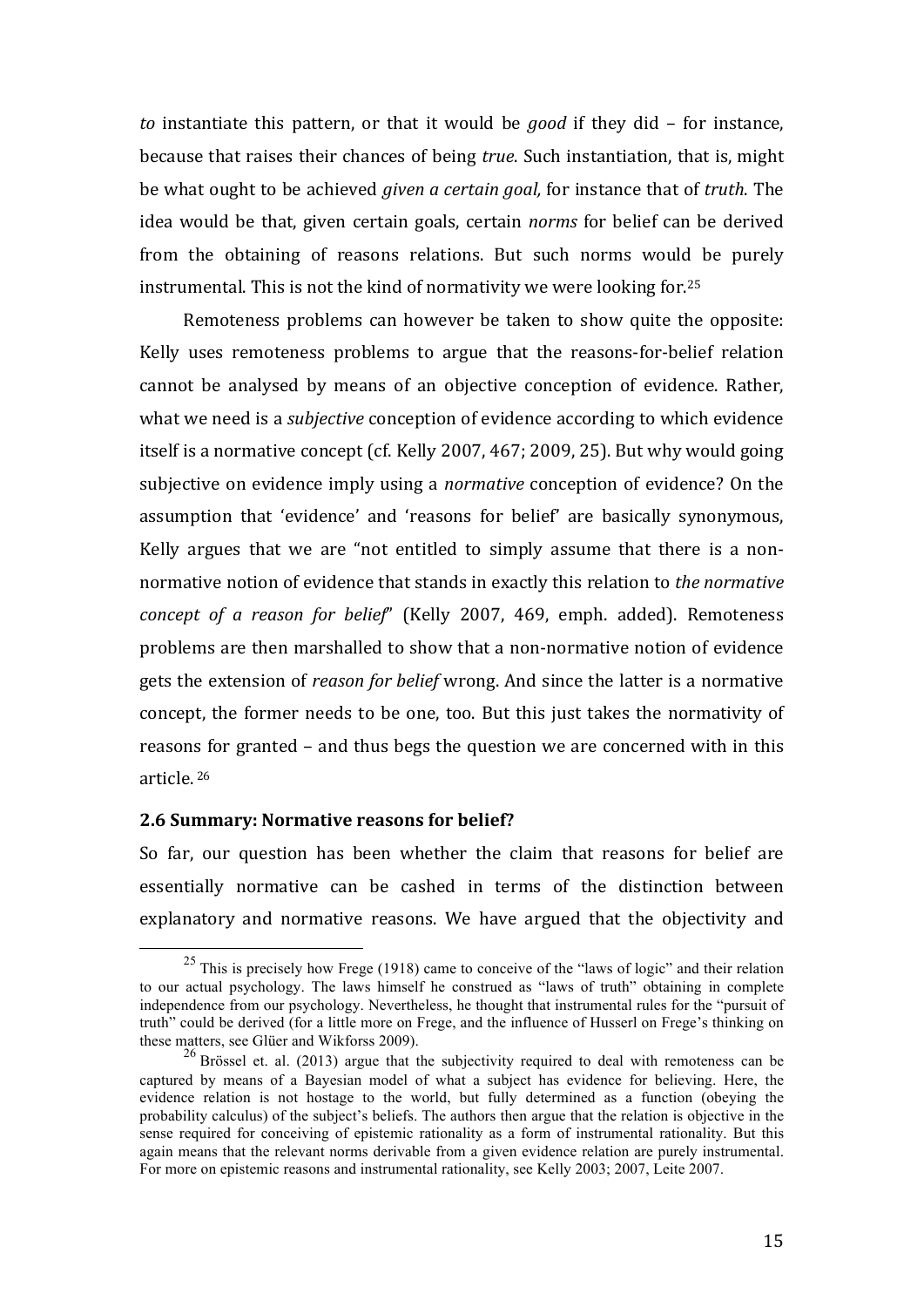*to* instantiate this pattern, or that it would be *good* if they did – for instance, because that raises their chances of being *true*. Such instantiation, that is, might be what ought to be achieved *given a certain goal,* for instance that of *truth*. The idea would be that, given certain goals, certain *norms* for belief can be derived from the obtaining of reasons relations. But such norms would be purely instrumental. This is not the kind of normativity we were looking for.[25]

Remoteness problems can however be taken to show quite the opposite: Kelly uses remoteness problems to argue that the reasons-for-belief relation cannot be analysed by means of an objective conception of evidence. Rather, what we need is a *subjective* conception of evidence according to which evidence itself is a normative concept (cf. Kelly 2007, 467; 2009, 25). But why would going subjective on evidence imply using a *normative* conception of evidence? On the assumption that 'evidence' and 'reasons for belief' are basically synonymous, Kelly argues that we are "not entitled to simply assume that there is a non-normative notion of evidence that stands in exactly this relation to *the normative concept of a reason for belief*" (Kelly 2007, 469, emph. added). Remoteness problems are then marshalled to show that a non-normative notion of evidence gets the extension of *reason for belief* wrong. And since the latter is a normative concept, the former needs to be one, too. But this just takes the normativity of reasons for granted – and thus begs the question we are concerned with in this article.[26]

### 2.6 Summary: Normative reasons for belief?

So far, our question has been whether the claim that reasons for belief are essentially normative can be cashed in terms of the distinction between explanatory and normative reasons. We have argued that the objectivity and

[25] This is precisely how Frege (1918) came to conceive of the "laws of logic" and their relation to our actual psychology. The laws himself he construed as "laws of truth" obtaining in complete independence from our psychology. Nevertheless, he thought that instrumental rules for the "pursuit of truth" could be derived (for a little more on Frege, and the influence of Husserl on Frege's thinking on these matters, see Glüer and Wikforss 2009).

[26] Brössel et. al. (2013) argue that the subjectivity required to deal with remoteness can be captured by means of a Bayesian model of what a subject has evidence for believing. Here, the evidence relation is not hostage to the world, but fully determined as a function (obeying the probability calculus) of the subject's beliefs. The authors then argue that the relation is objective in the sense required for conceiving of epistemic rationality as a form of instrumental rationality. But this again means that the relevant norms derivable from a given evidence relation are purely instrumental. For more on epistemic reasons and instrumental rationality, see Kelly 2003; 2007, Leite 2007.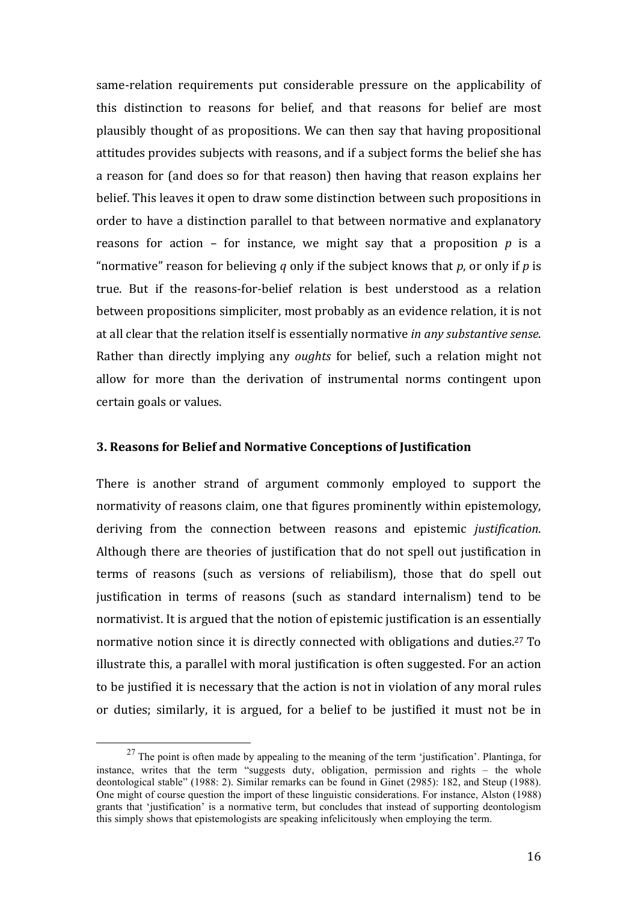same-relation requirements put considerable pressure on the applicability of this distinction to reasons for belief, and that reasons for belief are most plausibly thought of as propositions. We can then say that having propositional attitudes provides subjects with reasons, and if a subject forms the belief she has a reason for (and does so for that reason) then having that reason explains her belief. This leaves it open to draw some distinction between such propositions in order to have a distinction parallel to that between normative and explanatory reasons for action – for instance, we might say that a proposition *p* is a "normative" reason for believing *q* only if the subject knows that *p*, or only if *p* is true. But if the reasons-for-belief relation is best understood as a relation between propositions simpliciter, most probably as an evidence relation, it is not at all clear that the relation itself is essentially normative *in any substantive sense*. Rather than directly implying any *oughts* for belief, such a relation might not allow for more than the derivation of instrumental norms contingent upon certain goals or values.

### 3. Reasons for Belief and Normative Conceptions of Justification

There is another strand of argument commonly employed to support the normativity of reasons claim, one that figures prominently within epistemology, deriving from the connection between reasons and epistemic *justification*. Although there are theories of justification that do not spell out justification in terms of reasons (such as versions of reliabilism), those that do spell out justification in terms of reasons (such as standard internalism) tend to be normativist. It is argued that the notion of epistemic justification is an essentially normative notion since it is directly connected with obligations and duties.[27] To illustrate this, a parallel with moral justification is often suggested. For an action to be justified it is necessary that the action is not in violation of any moral rules or duties; similarly, it is argued, for a belief to be justified it must not be in

[27] The point is often made by appealing to the meaning of the term 'justification'. Plantinga, for instance, writes that the term "suggests duty, obligation, permission and rights – the whole deontological stable" (1988: 2). Similar remarks can be found in Ginet (2985): 182, and Steup (1988). One might of course question the import of these linguistic considerations. For instance, Alston (1988) grants that 'justification' is a normative term, but concludes that instead of supporting deontologism this simply shows that epistemologists are speaking infelicitously when employing the term.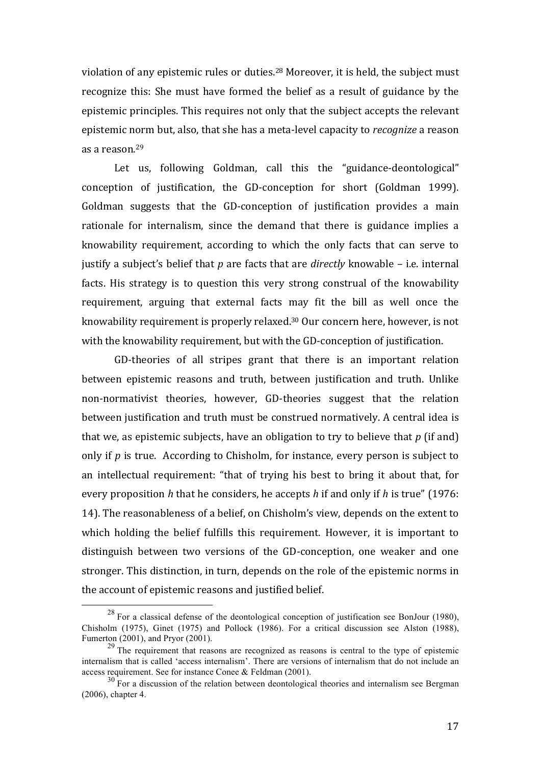violation of any epistemic rules or duties.[28] Moreover, it is held, the subject must recognize this: She must have formed the belief as a result of guidance by the epistemic principles. This requires not only that the subject accepts the relevant epistemic norm but, also, that she has a meta-level capacity to *recognize* a reason as a reason.[29]

Let us, following Goldman, call this the "guidance-deontological" conception of justification, the GD-conception for short (Goldman 1999). Goldman suggests that the GD-conception of justification provides a main rationale for internalism, since the demand that there is guidance implies a knowability requirement, according to which the only facts that can serve to justify a subject's belief that *p* are facts that are *directly* knowable – i.e. internal facts. His strategy is to question this very strong construal of the knowability requirement, arguing that external facts may fit the bill as well once the knowability requirement is properly relaxed.[30] Our concern here, however, is not with the knowability requirement, but with the GD-conception of justification.

GD-theories of all stripes grant that there is an important relation between epistemic reasons and truth, between justification and truth. Unlike non-normativist theories, however, GD-theories suggest that the relation between justification and truth must be construed normatively. A central idea is that we, as epistemic subjects, have an obligation to try to believe that *p* (if and) only if *p* is true. According to Chisholm, for instance, every person is subject to an intellectual requirement: "that of trying his best to bring it about that, for every proposition *h* that he considers, he accepts *h* if and only if *h* is true" (1976: 14). The reasonableness of a belief, on Chisholm's view, depends on the extent to which holding the belief fulfills this requirement. However, it is important to distinguish between two versions of the GD-conception, one weaker and one stronger. This distinction, in turn, depends on the role of the epistemic norms in the account of epistemic reasons and justified belief.

---

[28] For a classical defense of the deontological conception of justification see BonJour (1980), Chisholm (1975), Ginet (1975) and Pollock (1986). For a critical discussion see Alston (1988), Fumerton (2001), and Pryor (2001).

[29] The requirement that reasons are recognized as reasons is central to the type of epistemic internalism that is called 'access internalism'. There are versions of internalism that do not include an access requirement. See for instance Conee & Feldman (2001).

[30] For a discussion of the relation between deontological theories and internalism see Bergman (2006), chapter 4.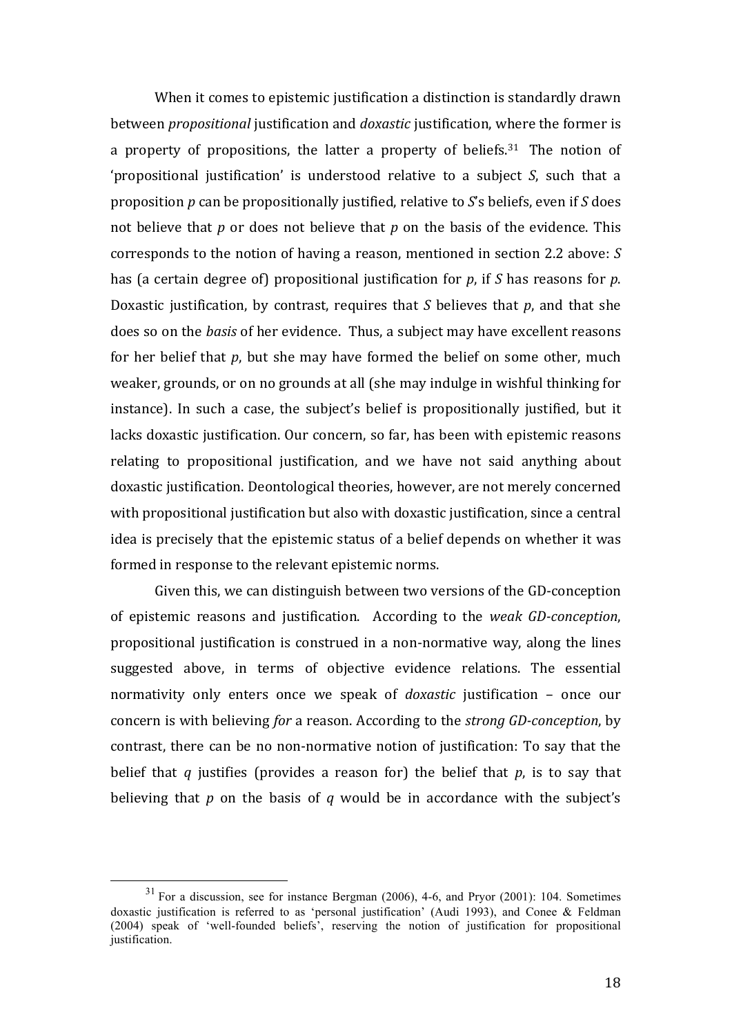When it comes to epistemic justification a distinction is standardly drawn between *propositional* justification and *doxastic* justification, where the former is a property of propositions, the latter a property of beliefs.[31] The notion of 'propositional justification' is understood relative to a subject *S*, such that a proposition *p* can be propositionally justified, relative to *S*'s beliefs, even if *S* does not believe that *p* or does not believe that *p* on the basis of the evidence. This corresponds to the notion of having a reason, mentioned in section 2.2 above: *S* has (a certain degree of) propositional justification for *p*, if *S* has reasons for *p*. Doxastic justification, by contrast, requires that *S* believes that *p*, and that she does so on the *basis* of her evidence. Thus, a subject may have excellent reasons for her belief that *p*, but she may have formed the belief on some other, much weaker, grounds, or on no grounds at all (she may indulge in wishful thinking for instance). In such a case, the subject's belief is propositionally justified, but it lacks doxastic justification. Our concern, so far, has been with epistemic reasons relating to propositional justification, and we have not said anything about doxastic justification. Deontological theories, however, are not merely concerned with propositional justification but also with doxastic justification, since a central idea is precisely that the epistemic status of a belief depends on whether it was formed in response to the relevant epistemic norms.

Given this, we can distinguish between two versions of the GD-conception of epistemic reasons and justification. According to the *weak GD-conception*, propositional justification is construed in a non-normative way, along the lines suggested above, in terms of objective evidence relations. The essential normativity only enters once we speak of *doxastic* justification – once our concern is with believing *for* a reason. According to the *strong GD-conception*, by contrast, there can be no non-normative notion of justification: To say that the belief that *q* justifies (provides a reason for) the belief that *p*, is to say that believing that *p* on the basis of *q* would be in accordance with the subject's

[31] For a discussion, see for instance Bergman (2006), 4-6, and Pryor (2001): 104. Sometimes doxastic justification is referred to as 'personal justification' (Audi 1993), and Conee & Feldman (2004) speak of 'well-founded beliefs', reserving the notion of justification for propositional justification.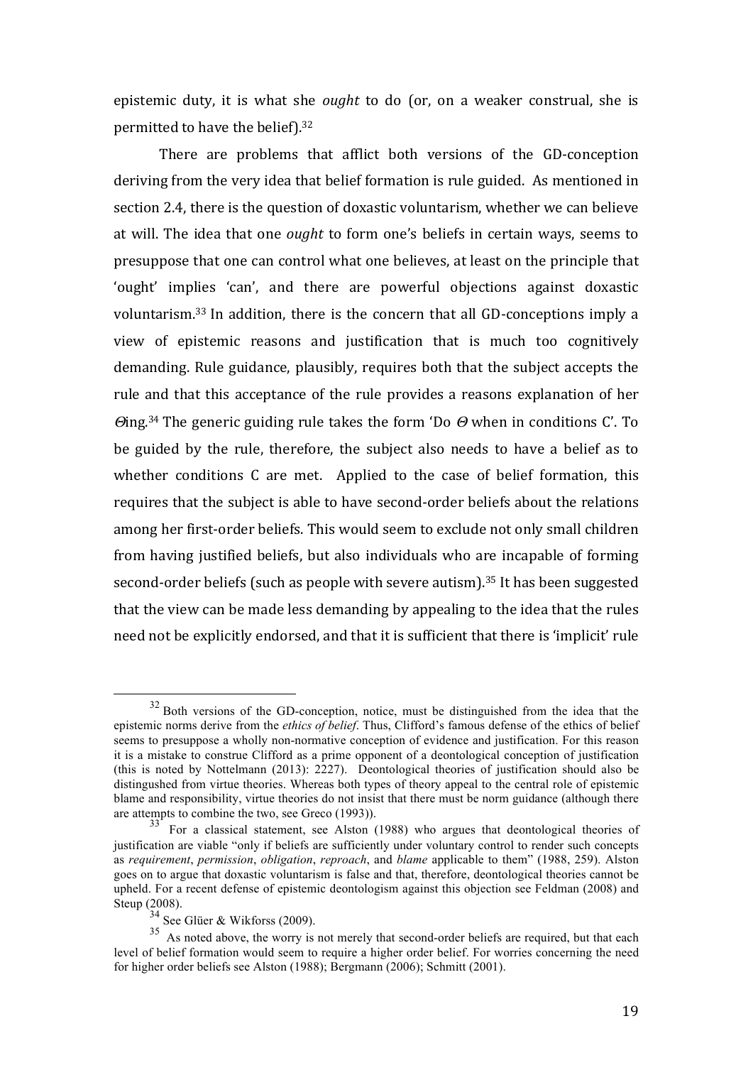epistemic duty, it is what she *ought* to do (or, on a weaker construal, she is permitted to have the belief).[32]

There are problems that afflict both versions of the GD-conception deriving from the very idea that belief formation is rule guided. As mentioned in section 2.4, there is the question of doxastic voluntarism, whether we can believe at will. The idea that one *ought* to form one's beliefs in certain ways, seems to presuppose that one can control what one believes, at least on the principle that 'ought' implies 'can', and there are powerful objections against doxastic voluntarism.[33] In addition, there is the concern that all GD-conceptions imply a view of epistemic reasons and justification that is much too cognitively demanding. Rule guidance, plausibly, requires both that the subject accepts the rule and that this acceptance of the rule provides a reasons explanation of her $\Theta$ing.[34] The generic guiding rule takes the form 'Do $\Theta$ when in conditions C'. To be guided by the rule, therefore, the subject also needs to have a belief as to whether conditions C are met. Applied to the case of belief formation, this requires that the subject is able to have second-order beliefs about the relations among her first-order beliefs. This would seem to exclude not only small children from having justified beliefs, but also individuals who are incapable of forming second-order beliefs (such as people with severe autism).[35] It has been suggested that the view can be made less demanding by appealing to the idea that the rules need not be explicitly endorsed, and that it is sufficient that there is 'implicit' rule

---

[32] Both versions of the GD-conception, notice, must be distinguished from the idea that the epistemic norms derive from the *ethics of belief*. Thus, Clifford's famous defense of the ethics of belief seems to presuppose a wholly non-normative conception of evidence and justification. For this reason it is a mistake to construe Clifford as a prime opponent of a deontological conception of justification (this is noted by Nottelmann (2013): 2227). Deontological theories of justification should also be distingushed from virtue theories. Whereas both types of theory appeal to the central role of epistemic blame and responsibility, virtue theories do not insist that there must be norm guidance (although there are attempts to combine the two, see Greco (1993)).

[33] For a classical statement, see Alston (1988) who argues that deontological theories of justification are viable "only if beliefs are sufficiently under voluntary control to render such concepts as *requirement*, *permission*, *obligation*, *reproach*, and *blame* applicable to them" (1988, 259). Alston goes on to argue that doxastic voluntarism is false and that, therefore, deontological theories cannot be upheld. For a recent defense of epistemic deontologism against this objection see Feldman (2008) and Steup (2008).

[34] See Glüer & Wikforss (2009).

[35] As noted above, the worry is not merely that second-order beliefs are required, but that each level of belief formation would seem to require a higher order belief. For worries concerning the need for higher order beliefs see Alston (1988); Bergmann (2006); Schmitt (2001).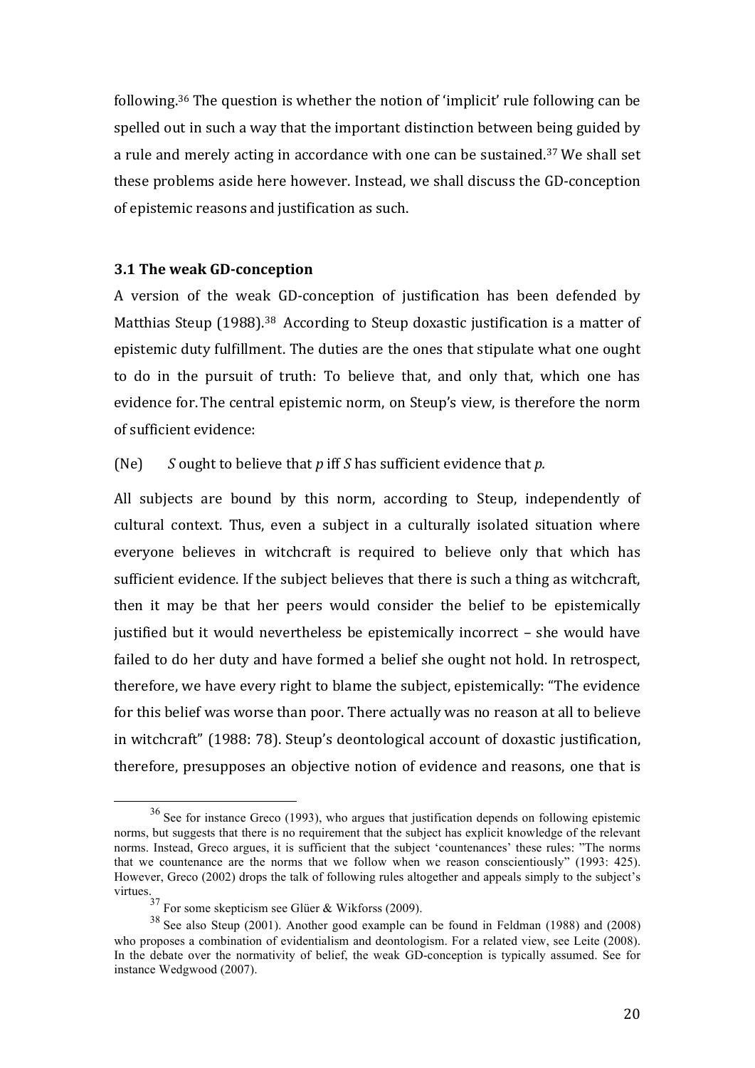following.[36] The question is whether the notion of 'implicit' rule following can be spelled out in such a way that the important distinction between being guided by a rule and merely acting in accordance with one can be sustained.[37] We shall set these problems aside here however. Instead, we shall discuss the GD-conception of epistemic reasons and justification as such.

### 3.1 The weak GD-conception

A version of the weak GD-conception of justification has been defended by Matthias Steup (1988).[38] According to Steup doxastic justification is a matter of epistemic duty fulfillment. The duties are the ones that stipulate what one ought to do in the pursuit of truth: To believe that, and only that, which one has evidence for. The central epistemic norm, on Steup's view, is therefore the norm of sufficient evidence:

(Ne) *S* ought to believe that *p* iff *S* has sufficient evidence that *p.*

All subjects are bound by this norm, according to Steup, independently of cultural context. Thus, even a subject in a culturally isolated situation where everyone believes in witchcraft is required to believe only that which has sufficient evidence. If the subject believes that there is such a thing as witchcraft, then it may be that her peers would consider the belief to be epistemically justified but it would nevertheless be epistemically incorrect – she would have failed to do her duty and have formed a belief she ought not hold. In retrospect, therefore, we have every right to blame the subject, epistemically: "The evidence for this belief was worse than poor. There actually was no reason at all to believe in witchcraft" (1988: 78). Steup's deontological account of doxastic justification, therefore, presupposes an objective notion of evidence and reasons, one that is

---

[36] See for instance Greco (1993), who argues that justification depends on following epistemic norms, but suggests that there is no requirement that the subject has explicit knowledge of the relevant norms. Instead, Greco argues, it is sufficient that the subject 'countenances' these rules: "The norms that we countenance are the norms that we follow when we reason conscientiously" (1993: 425). However, Greco (2002) drops the talk of following rules altogether and appeals simply to the subject's virtues.

[37] For some skepticism see Glüer & Wikforss (2009).

[38] See also Steup (2001). Another good example can be found in Feldman (1988) and (2008) who proposes a combination of evidentialism and deontologism. For a related view, see Leite (2008). In the debate over the normativity of belief, the weak GD-conception is typically assumed. See for instance Wedgwood (2007).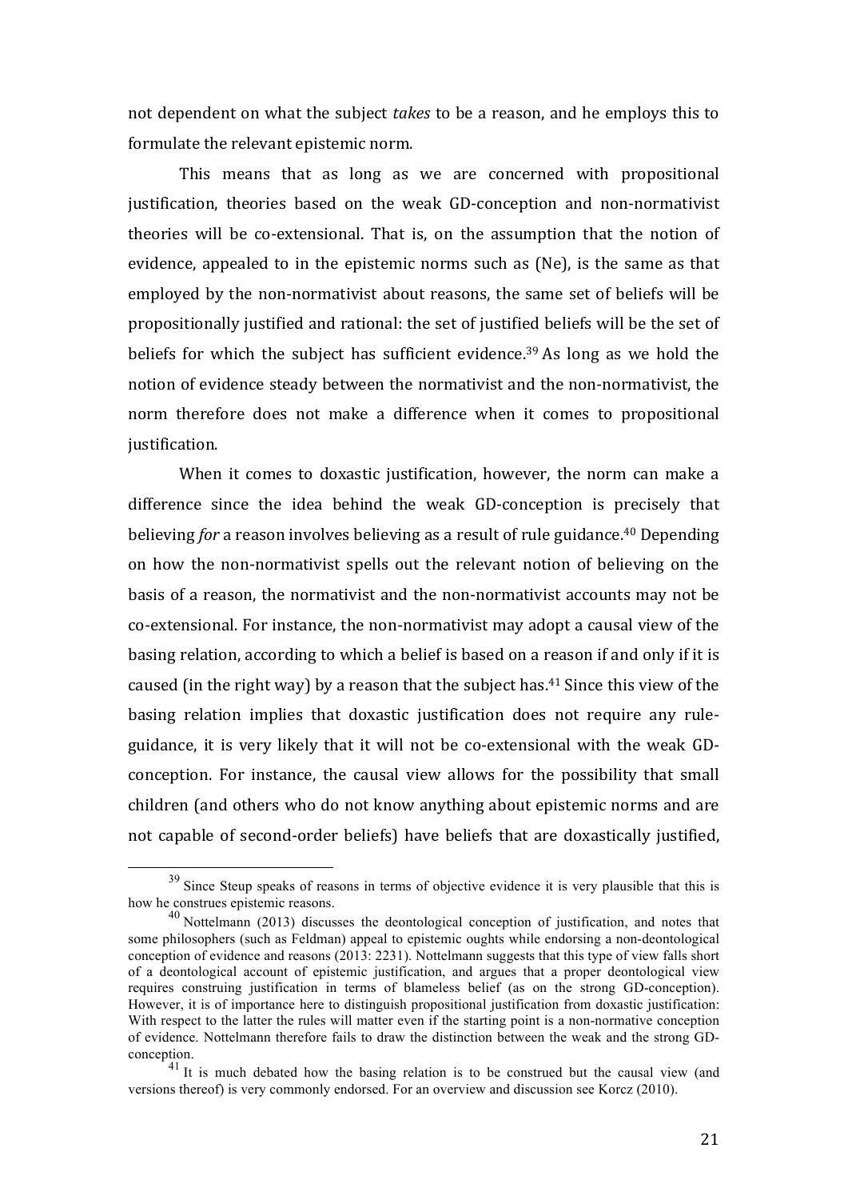not dependent on what the subject *takes* to be a reason, and he employs this to formulate the relevant epistemic norm.

This means that as long as we are concerned with propositional justification, theories based on the weak GD-conception and non-normativist theories will be co-extensional. That is, on the assumption that the notion of evidence, appealed to in the epistemic norms such as (Ne), is the same as that employed by the non-normativist about reasons, the same set of beliefs will be propositionally justified and rational: the set of justified beliefs will be the set of beliefs for which the subject has sufficient evidence.[39] As long as we hold the notion of evidence steady between the normativist and the non-normativist, the norm therefore does not make a difference when it comes to propositional justification.

When it comes to doxastic justification, however, the norm can make a difference since the idea behind the weak GD-conception is precisely that believing *for* a reason involves believing as a result of rule guidance.[40] Depending on how the non-normativist spells out the relevant notion of believing on the basis of a reason, the normativist and the non-normativist accounts may not be co-extensional. For instance, the non-normativist may adopt a causal view of the basing relation, according to which a belief is based on a reason if and only if it is caused (in the right way) by a reason that the subject has.[41] Since this view of the basing relation implies that doxastic justification does not require any rule-guidance, it is very likely that it will not be co-extensional with the weak GD-conception. For instance, the causal view allows for the possibility that small children (and others who do not know anything about epistemic norms and are not capable of second-order beliefs) have beliefs that are doxastically justified,

---

[39] Since Steup speaks of reasons in terms of objective evidence it is very plausible that this is how he construes epistemic reasons.

[40] Nottelmann (2013) discusses the deontological conception of justification, and notes that some philosophers (such as Feldman) appeal to epistemic oughts while endorsing a non-deontological conception of evidence and reasons (2013: 2231). Nottelmann suggests that this type of view falls short of a deontological account of epistemic justification, and argues that a proper deontological view requires construing justification in terms of blameless belief (as on the strong GD-conception). However, it is of importance here to distinguish propositional justification from doxastic justification: With respect to the latter the rules will matter even if the starting point is a non-normative conception of evidence. Nottelmann therefore fails to draw the distinction between the weak and the strong GD-conception.

[41] It is much debated how the basing relation is to be construed but the causal view (and versions thereof) is very commonly endorsed. For an overview and discussion see Korcz (2010).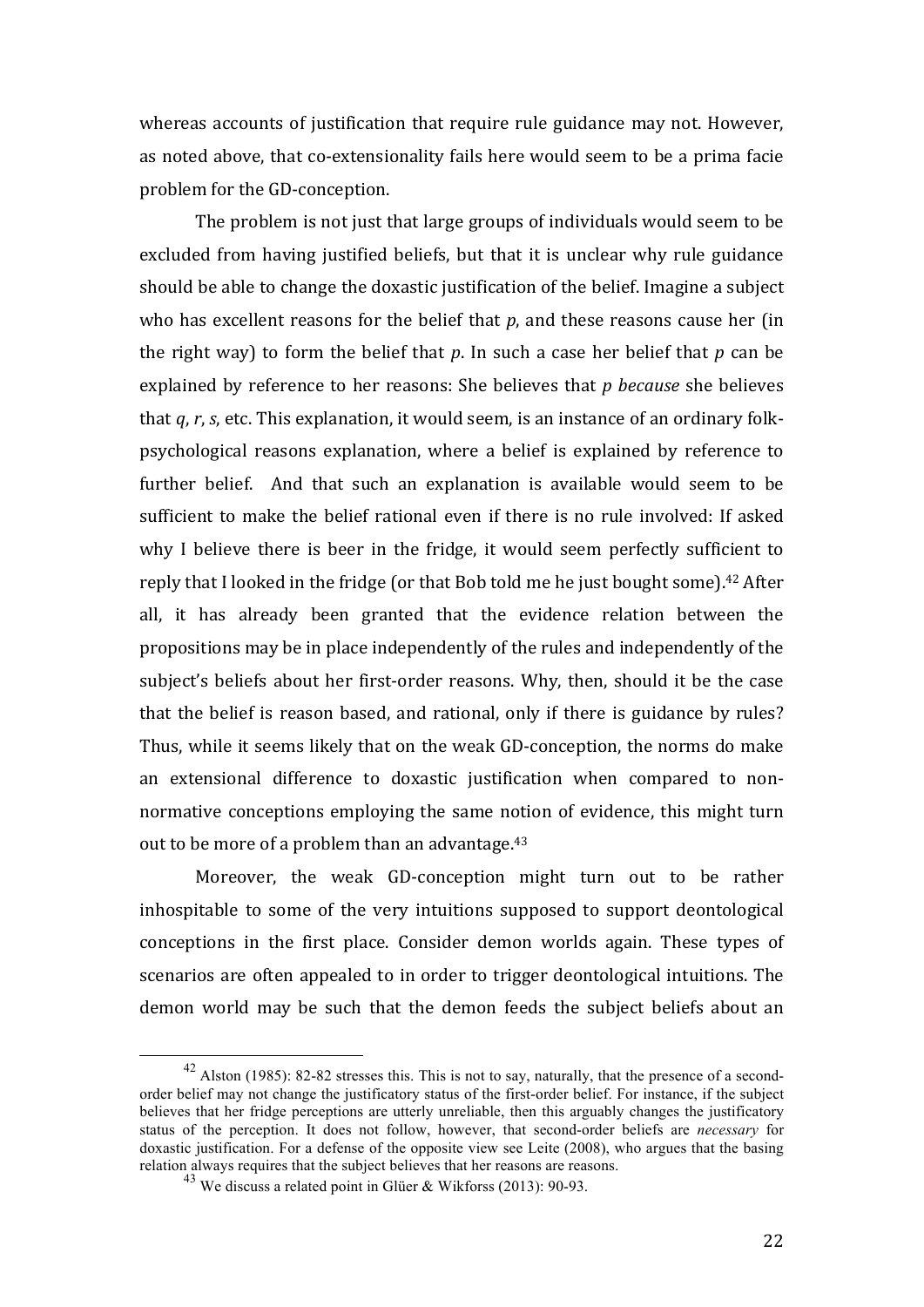whereas accounts of justification that require rule guidance may not. However, as noted above, that co-extensionality fails here would seem to be a prima facie problem for the GD-conception.

The problem is not just that large groups of individuals would seem to be excluded from having justified beliefs, but that it is unclear why rule guidance should be able to change the doxastic justification of the belief. Imagine a subject who has excellent reasons for the belief that *p*, and these reasons cause her (in the right way) to form the belief that *p*. In such a case her belief that *p* can be explained by reference to her reasons: She believes that *p because* she believes that *q*, *r*, *s*, etc. This explanation, it would seem, is an instance of an ordinary folk-psychological reasons explanation, where a belief is explained by reference to further belief. And that such an explanation is available would seem to be sufficient to make the belief rational even if there is no rule involved: If asked why I believe there is beer in the fridge, it would seem perfectly sufficient to reply that I looked in the fridge (or that Bob told me he just bought some).[42] After all, it has already been granted that the evidence relation between the propositions may be in place independently of the rules and independently of the subject's beliefs about her first-order reasons. Why, then, should it be the case that the belief is reason based, and rational, only if there is guidance by rules? Thus, while it seems likely that on the weak GD-conception, the norms do make an extensional difference to doxastic justification when compared to non-normative conceptions employing the same notion of evidence, this might turn out to be more of a problem than an advantage.[43]

Moreover, the weak GD-conception might turn out to be rather inhospitable to some of the very intuitions supposed to support deontological conceptions in the first place. Consider demon worlds again. These types of scenarios are often appealed to in order to trigger deontological intuitions. The demon world may be such that the demon feeds the subject beliefs about an

---

[42] Alston (1985): 82-82 stresses this. This is not to say, naturally, that the presence of a second-order belief may not change the justificatory status of the first-order belief. For instance, if the subject believes that her fridge perceptions are utterly unreliable, then this arguably changes the justificatory status of the perception. It does not follow, however, that second-order beliefs are *necessary* for doxastic justification. For a defense of the opposite view see Leite (2008), who argues that the basing relation always requires that the subject believes that her reasons are reasons.

[43] We discuss a related point in Glüer & Wikforss (2013): 90-93.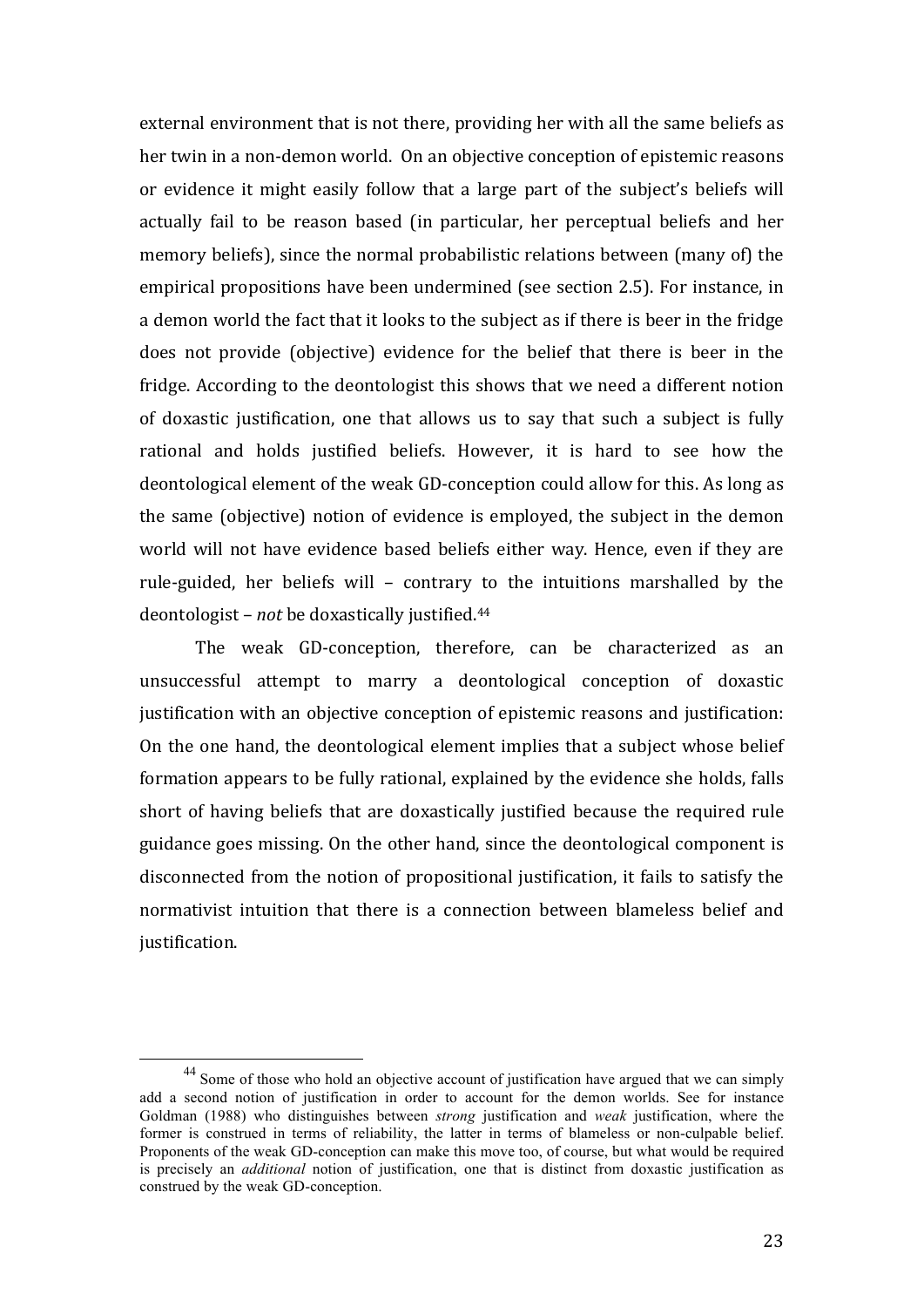external environment that is not there, providing her with all the same beliefs as her twin in a non-demon world. On an objective conception of epistemic reasons or evidence it might easily follow that a large part of the subject's beliefs will actually fail to be reason based (in particular, her perceptual beliefs and her memory beliefs), since the normal probabilistic relations between (many of) the empirical propositions have been undermined (see section 2.5). For instance, in a demon world the fact that it looks to the subject as if there is beer in the fridge does not provide (objective) evidence for the belief that there is beer in the fridge. According to the deontologist this shows that we need a different notion of doxastic justification, one that allows us to say that such a subject is fully rational and holds justified beliefs. However, it is hard to see how the deontological element of the weak GD-conception could allow for this. As long as the same (objective) notion of evidence is employed, the subject in the demon world will not have evidence based beliefs either way. Hence, even if they are rule-guided, her beliefs will – contrary to the intuitions marshalled by the deontologist – *not* be doxastically justified.[44]

The weak GD-conception, therefore, can be characterized as an unsuccessful attempt to marry a deontological conception of doxastic justification with an objective conception of epistemic reasons and justification: On the one hand, the deontological element implies that a subject whose belief formation appears to be fully rational, explained by the evidence she holds, falls short of having beliefs that are doxastically justified because the required rule guidance goes missing. On the other hand, since the deontological component is disconnected from the notion of propositional justification, it fails to satisfy the normativist intuition that there is a connection between blameless belief and justification.

---

[44] Some of those who hold an objective account of justification have argued that we can simply add a second notion of justification in order to account for the demon worlds. See for instance Goldman (1988) who distinguishes between *strong* justification and *weak* justification, where the former is construed in terms of reliability, the latter in terms of blameless or non-culpable belief. Proponents of the weak GD-conception can make this move too, of course, but what would be required is precisely an *additional* notion of justification, one that is distinct from doxastic justification as construed by the weak GD-conception.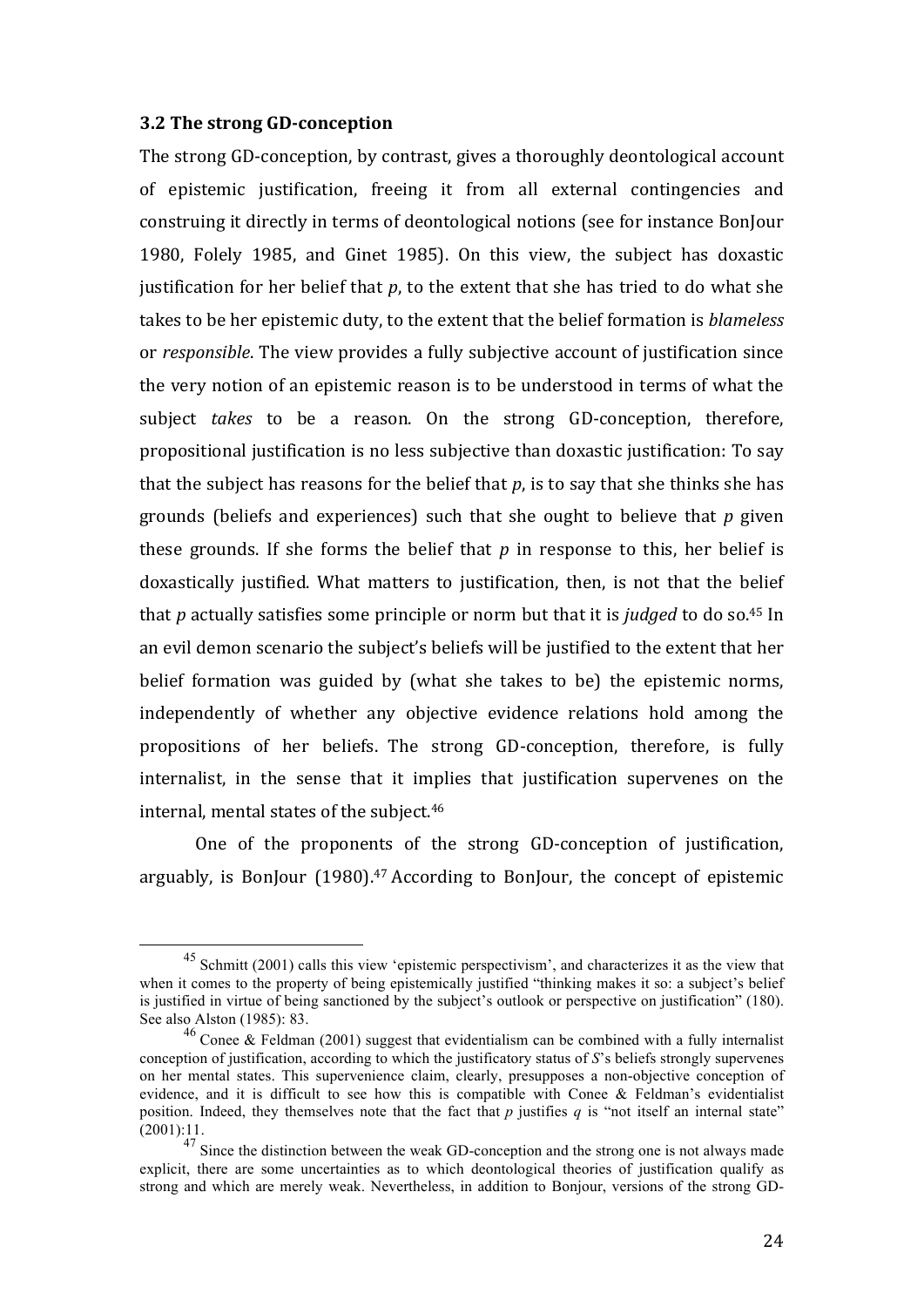### 3.2 The strong GD-conception

The strong GD-conception, by contrast, gives a thoroughly deontological account of epistemic justification, freeing it from all external contingencies and construing it directly in terms of deontological notions (see for instance BonJour 1980, Folely 1985, and Ginet 1985). On this view, the subject has doxastic justification for her belief that *p*, to the extent that she has tried to do what she takes to be her epistemic duty, to the extent that the belief formation is *blameless* or *responsible*. The view provides a fully subjective account of justification since the very notion of an epistemic reason is to be understood in terms of what the subject *takes* to be a reason. On the strong GD-conception, therefore, propositional justification is no less subjective than doxastic justification: To say that the subject has reasons for the belief that *p*, is to say that she thinks she has grounds (beliefs and experiences) such that she ought to believe that *p* given these grounds. If she forms the belief that *p* in response to this, her belief is doxastically justified. What matters to justification, then, is not that the belief that *p* actually satisfies some principle or norm but that it is *judged* to do so.[45] In an evil demon scenario the subject's beliefs will be justified to the extent that her belief formation was guided by (what she takes to be) the epistemic norms, independently of whether any objective evidence relations hold among the propositions of her beliefs. The strong GD-conception, therefore, is fully internalist, in the sense that it implies that justification supervenes on the internal, mental states of the subject.[46]

One of the proponents of the strong GD-conception of justification, arguably, is BonJour (1980).[47] According to BonJour, the concept of epistemic

---

[45] Schmitt (2001) calls this view 'epistemic perspectivism', and characterizes it as the view that when it comes to the property of being epistemically justified "thinking makes it so: a subject's belief is justified in virtue of being sanctioned by the subject's outlook or perspective on justification" (180). See also Alston (1985): 83.

[46] Conee & Feldman (2001) suggest that evidentialism can be combined with a fully internalist conception of justification, according to which the justificatory status of *S*'s beliefs strongly supervenes on her mental states. This supervenience claim, clearly, presupposes a non-objective conception of evidence, and it is difficult to see how this is compatible with Conee & Feldman's evidentialist position. Indeed, they themselves note that the fact that *p* justifies *q* is "not itself an internal state" (2001):11.

[47] Since the distinction between the weak GD-conception and the strong one is not always made explicit, there are some uncertainties as to which deontological theories of justification qualify as strong and which are merely weak. Nevertheless, in addition to Bonjour, versions of the strong GD-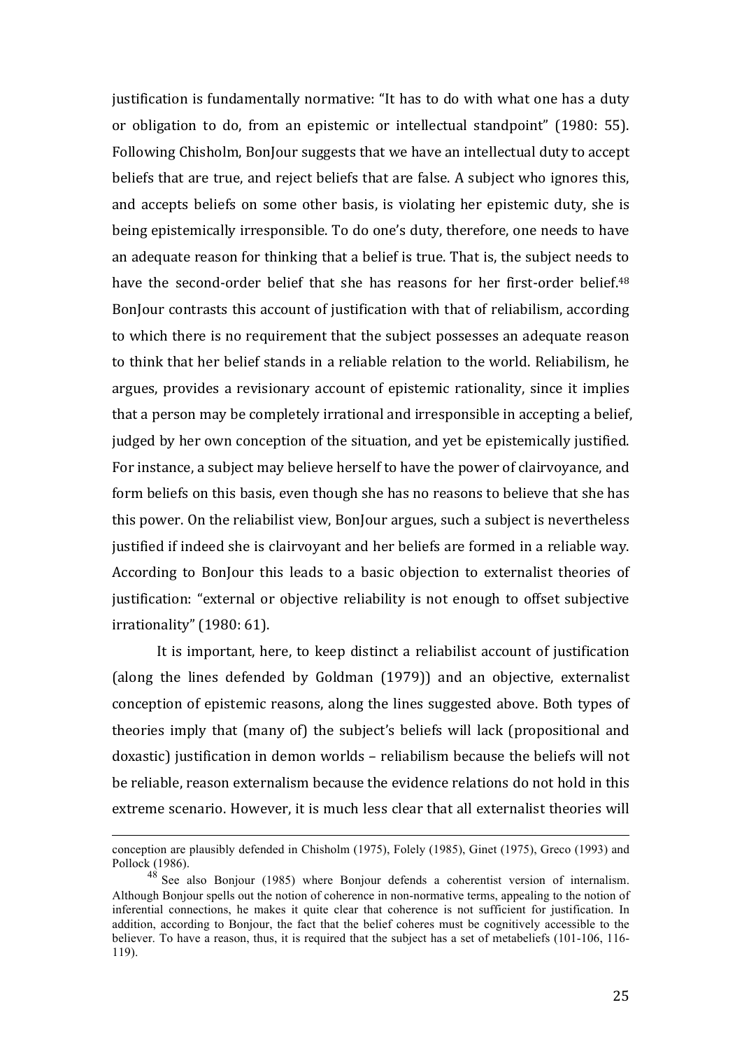justification is fundamentally normative: "It has to do with what one has a duty or obligation to do, from an epistemic or intellectual standpoint" (1980: 55). Following Chisholm, BonJour suggests that we have an intellectual duty to accept beliefs that are true, and reject beliefs that are false. A subject who ignores this, and accepts beliefs on some other basis, is violating her epistemic duty, she is being epistemically irresponsible. To do one's duty, therefore, one needs to have an adequate reason for thinking that a belief is true. That is, the subject needs to have the second-order belief that she has reasons for her first-order belief.[48] BonJour contrasts this account of justification with that of reliabilism, according to which there is no requirement that the subject possesses an adequate reason to think that her belief stands in a reliable relation to the world. Reliabilism, he argues, provides a revisionary account of epistemic rationality, since it implies that a person may be completely irrational and irresponsible in accepting a belief, judged by her own conception of the situation, and yet be epistemically justified. For instance, a subject may believe herself to have the power of clairvoyance, and form beliefs on this basis, even though she has no reasons to believe that she has this power. On the reliabilist view, BonJour argues, such a subject is nevertheless justified if indeed she is clairvoyant and her beliefs are formed in a reliable way. According to BonJour this leads to a basic objection to externalist theories of justification: "external or objective reliability is not enough to offset subjective irrationality" (1980: 61).

It is important, here, to keep distinct a reliabilist account of justification (along the lines defended by Goldman (1979)) and an objective, externalist conception of epistemic reasons, along the lines suggested above. Both types of theories imply that (many of) the subject's beliefs will lack (propositional and doxastic) justification in demon worlds – reliabilism because the beliefs will not be reliable, reason externalism because the evidence relations do not hold in this extreme scenario. However, it is much less clear that all externalist theories will

---

conception are plausibly defended in Chisholm (1975), Folely (1985), Ginet (1975), Greco (1993) and Pollock (1986).

[48] See also Bonjour (1985) where Bonjour defends a coherentist version of internalism. Although Bonjour spells out the notion of coherence in non-normative terms, appealing to the notion of inferential connections, he makes it quite clear that coherence is not sufficient for justification. In addition, according to Bonjour, the fact that the belief coheres must be cognitively accessible to the believer. To have a reason, thus, it is required that the subject has a set of metabeliefs (101-106, 116-119).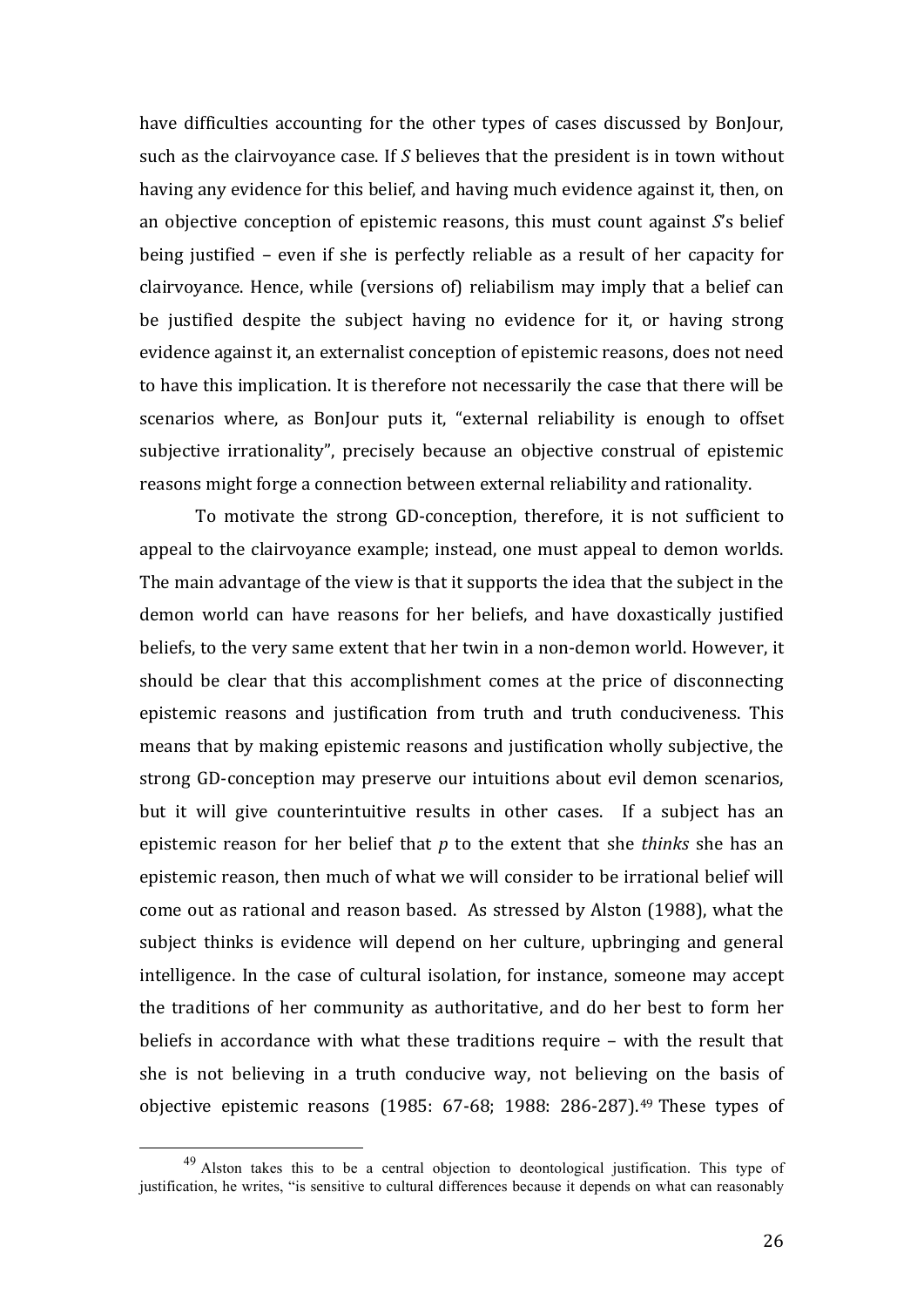have difficulties accounting for the other types of cases discussed by BonJour, such as the clairvoyance case. If *S* believes that the president is in town without having any evidence for this belief, and having much evidence against it, then, on an objective conception of epistemic reasons, this must count against *S*'s belief being justified – even if she is perfectly reliable as a result of her capacity for clairvoyance. Hence, while (versions of) reliabilism may imply that a belief can be justified despite the subject having no evidence for it, or having strong evidence against it, an externalist conception of epistemic reasons, does not need to have this implication. It is therefore not necessarily the case that there will be scenarios where, as BonJour puts it, "external reliability is enough to offset subjective irrationality", precisely because an objective construal of epistemic reasons might forge a connection between external reliability and rationality.

To motivate the strong GD-conception, therefore, it is not sufficient to appeal to the clairvoyance example; instead, one must appeal to demon worlds. The main advantage of the view is that it supports the idea that the subject in the demon world can have reasons for her beliefs, and have doxastically justified beliefs, to the very same extent that her twin in a non-demon world. However, it should be clear that this accomplishment comes at the price of disconnecting epistemic reasons and justification from truth and truth conduciveness. This means that by making epistemic reasons and justification wholly subjective, the strong GD-conception may preserve our intuitions about evil demon scenarios, but it will give counterintuitive results in other cases. If a subject has an epistemic reason for her belief that *p* to the extent that she *thinks* she has an epistemic reason, then much of what we will consider to be irrational belief will come out as rational and reason based. As stressed by Alston (1988), what the subject thinks is evidence will depend on her culture, upbringing and general intelligence. In the case of cultural isolation, for instance, someone may accept the traditions of her community as authoritative, and do her best to form her beliefs in accordance with what these traditions require – with the result that she is not believing in a truth conducive way, not believing on the basis of objective epistemic reasons (1985: 67-68; 1988: 286-287).[49] These types of

[49] Alston takes this to be a central objection to deontological justification. This type of justification, he writes, "is sensitive to cultural differences because it depends on what can reasonably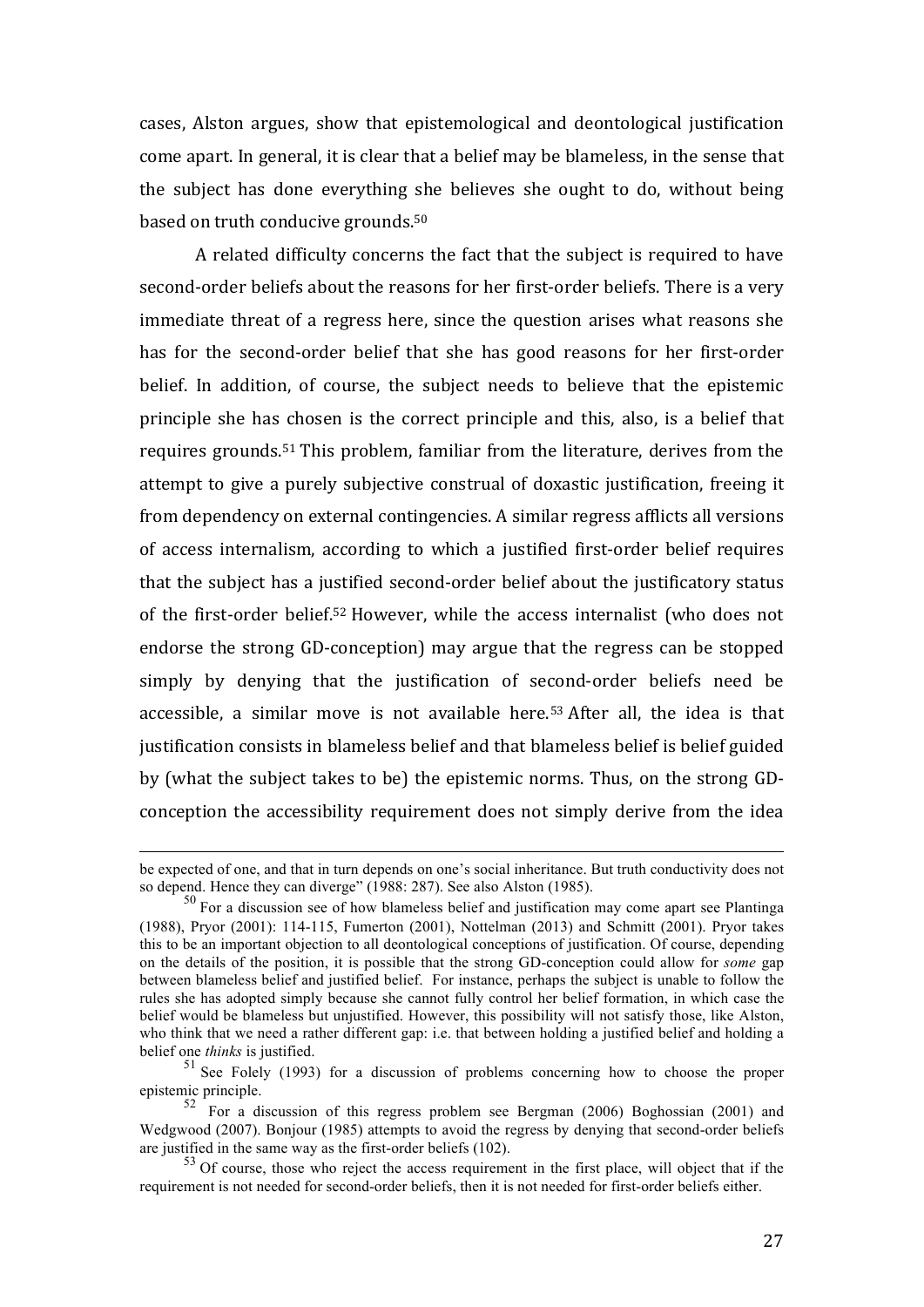cases, Alston argues, show that epistemological and deontological justification come apart. In general, it is clear that a belief may be blameless, in the sense that the subject has done everything she believes she ought to do, without being based on truth conducive grounds.[50]

A related difficulty concerns the fact that the subject is required to have second-order beliefs about the reasons for her first-order beliefs. There is a very immediate threat of a regress here, since the question arises what reasons she has for the second-order belief that she has good reasons for her first-order belief. In addition, of course, the subject needs to believe that the epistemic principle she has chosen is the correct principle and this, also, is a belief that requires grounds.[51] This problem, familiar from the literature, derives from the attempt to give a purely subjective construal of doxastic justification, freeing it from dependency on external contingencies. A similar regress afflicts all versions of access internalism, according to which a justified first-order belief requires that the subject has a justified second-order belief about the justificatory status of the first-order belief.[52] However, while the access internalist (who does not endorse the strong GD-conception) may argue that the regress can be stopped simply by denying that the justification of second-order beliefs need be accessible, a similar move is not available here.[53] After all, the idea is that justification consists in blameless belief and that blameless belief is belief guided by (what the subject takes to be) the epistemic norms. Thus, on the strong GD-conception the accessibility requirement does not simply derive from the idea

---

be expected of one, and that in turn depends on one's social inheritance. But truth conductivity does not so depend. Hence they can diverge" (1988: 287). See also Alston (1985).

[50] For a discussion see of how blameless belief and justification may come apart see Plantinga (1988), Pryor (2001): 114-115, Fumerton (2001), Nottelman (2013) and Schmitt (2001). Pryor takes this to be an important objection to all deontological conceptions of justification. Of course, depending on the details of the position, it is possible that the strong GD-conception could allow for *some* gap between blameless belief and justified belief. For instance, perhaps the subject is unable to follow the rules she has adopted simply because she cannot fully control her belief formation, in which case the belief would be blameless but unjustified. However, this possibility will not satisfy those, like Alston, who think that we need a rather different gap: i.e. that between holding a justified belief and holding a belief one *thinks* is justified.

[51] See Folely (1993) for a discussion of problems concerning how to choose the proper epistemic principle.

[52] For a discussion of this regress problem see Bergman (2006) Boghossian (2001) and Wedgwood (2007). Bonjour (1985) attempts to avoid the regress by denying that second-order beliefs are justified in the same way as the first-order beliefs (102).

[53] Of course, those who reject the access requirement in the first place, will object that if the requirement is not needed for second-order beliefs, then it is not needed for first-order beliefs either.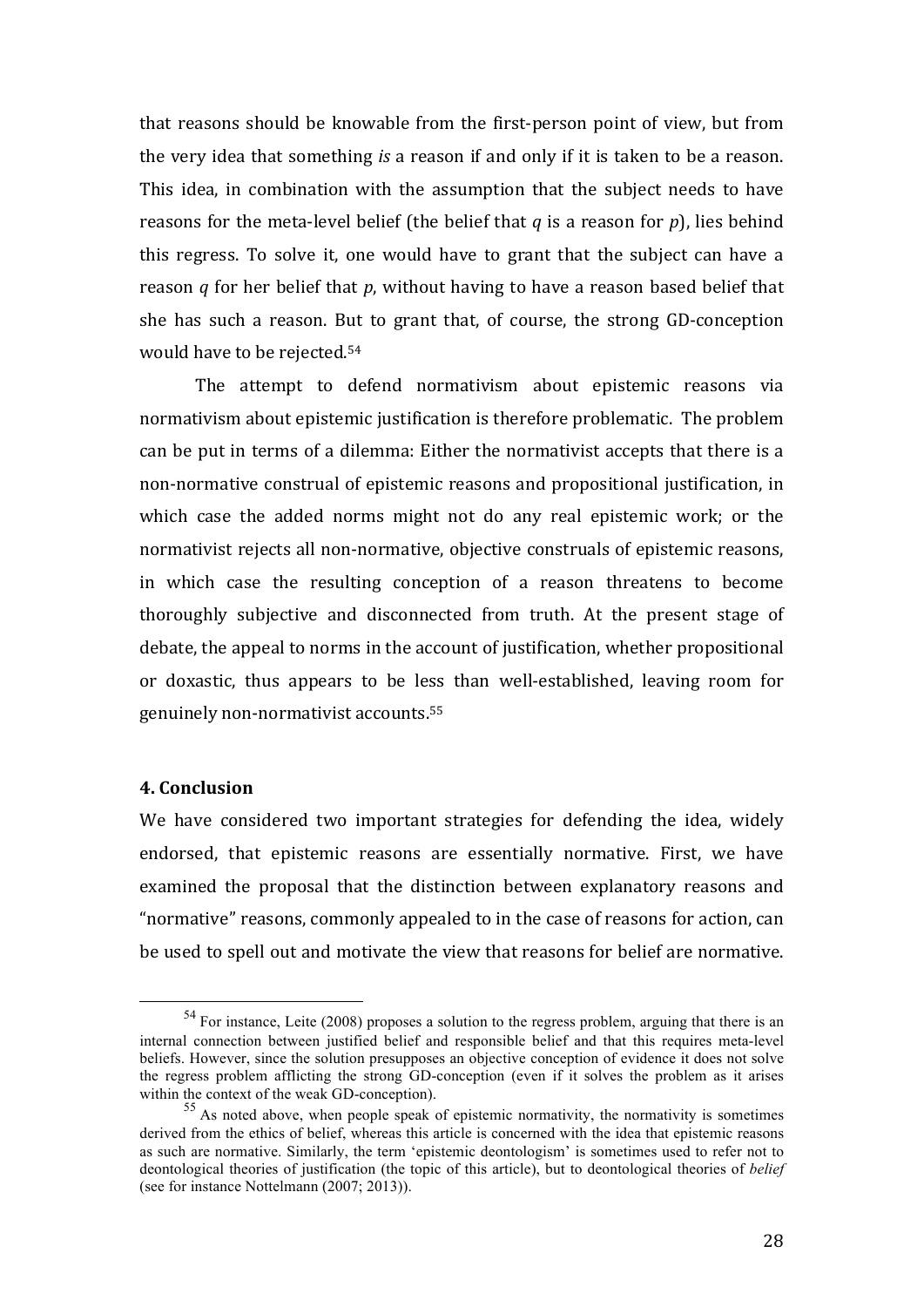that reasons should be knowable from the first-person point of view, but from the very idea that something *is* a reason if and only if it is taken to be a reason. This idea, in combination with the assumption that the subject needs to have reasons for the meta-level belief (the belief that *q* is a reason for *p*), lies behind this regress. To solve it, one would have to grant that the subject can have a reason *q* for her belief that *p*, without having to have a reason based belief that she has such a reason. But to grant that, of course, the strong GD-conception would have to be rejected.[54]

The attempt to defend normativism about epistemic reasons via normativism about epistemic justification is therefore problematic. The problem can be put in terms of a dilemma: Either the normativist accepts that there is a non-normative construal of epistemic reasons and propositional justification, in which case the added norms might not do any real epistemic work; or the normativist rejects all non-normative, objective construals of epistemic reasons, in which case the resulting conception of a reason threatens to become thoroughly subjective and disconnected from truth. At the present stage of debate, the appeal to norms in the account of justification, whether propositional or doxastic, thus appears to be less than well-established, leaving room for genuinely non-normativist accounts.[55]

## 4. Conclusion

We have considered two important strategies for defending the idea, widely endorsed, that epistemic reasons are essentially normative. First, we have examined the proposal that the distinction between explanatory reasons and "normative" reasons, commonly appealed to in the case of reasons for action, can be used to spell out and motivate the view that reasons for belief are normative.

---

[54] For instance, Leite (2008) proposes a solution to the regress problem, arguing that there is an internal connection between justified belief and responsible belief and that this requires meta-level beliefs. However, since the solution presupposes an objective conception of evidence it does not solve the regress problem afflicting the strong GD-conception (even if it solves the problem as it arises within the context of the weak GD-conception).

[55] As noted above, when people speak of epistemic normativity, the normativity is sometimes derived from the ethics of belief, whereas this article is concerned with the idea that epistemic reasons as such are normative. Similarly, the term 'epistemic deontologism' is sometimes used to refer not to deontological theories of justification (the topic of this article), but to deontological theories of *belief* (see for instance Nottelmann (2007; 2013)).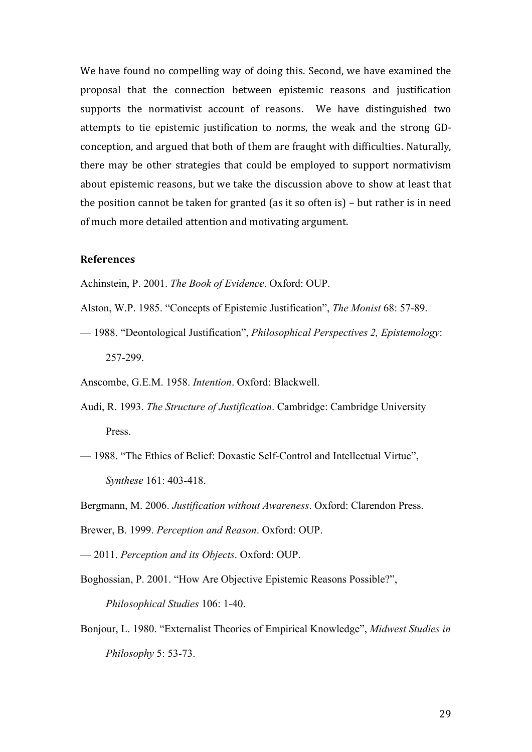We have found no compelling way of doing this. Second, we have examined the proposal that the connection between epistemic reasons and justification supports the normativist account of reasons. We have distinguished two attempts to tie epistemic justification to norms, the weak and the strong GD-conception, and argued that both of them are fraught with difficulties. Naturally, there may be other strategies that could be employed to support normativism about epistemic reasons, but we take the discussion above to show at least that the position cannot be taken for granted (as it so often is) – but rather is in need of much more detailed attention and motivating argument.

### References

Achinstein, P. 2001. *The Book of Evidence*. Oxford: OUP.

Alston, W.P. 1985. "Concepts of Epistemic Justification", *The Monist* 68: 57-89.

— 1988. "Deontological Justification", *Philosophical Perspectives 2, Epistemology*: 257-299.

Anscombe, G.E.M. 1958. *Intention*. Oxford: Blackwell.

Audi, R. 1993. *The Structure of Justification*. Cambridge: Cambridge University Press.

— 1988. "The Ethics of Belief: Doxastic Self-Control and Intellectual Virtue", *Synthese* 161: 403-418.

Bergmann, M. 2006. *Justification without Awareness*. Oxford: Clarendon Press.

Brewer, B. 1999. *Perception and Reason*. Oxford: OUP.

— 2011. *Perception and its Objects*. Oxford: OUP.

Boghossian, P. 2001. "How Are Objective Epistemic Reasons Possible?", *Philosophical Studies* 106: 1-40.

Bonjour, L. 1980. "Externalist Theories of Empirical Knowledge", *Midwest Studies in Philosophy* 5: 53-73.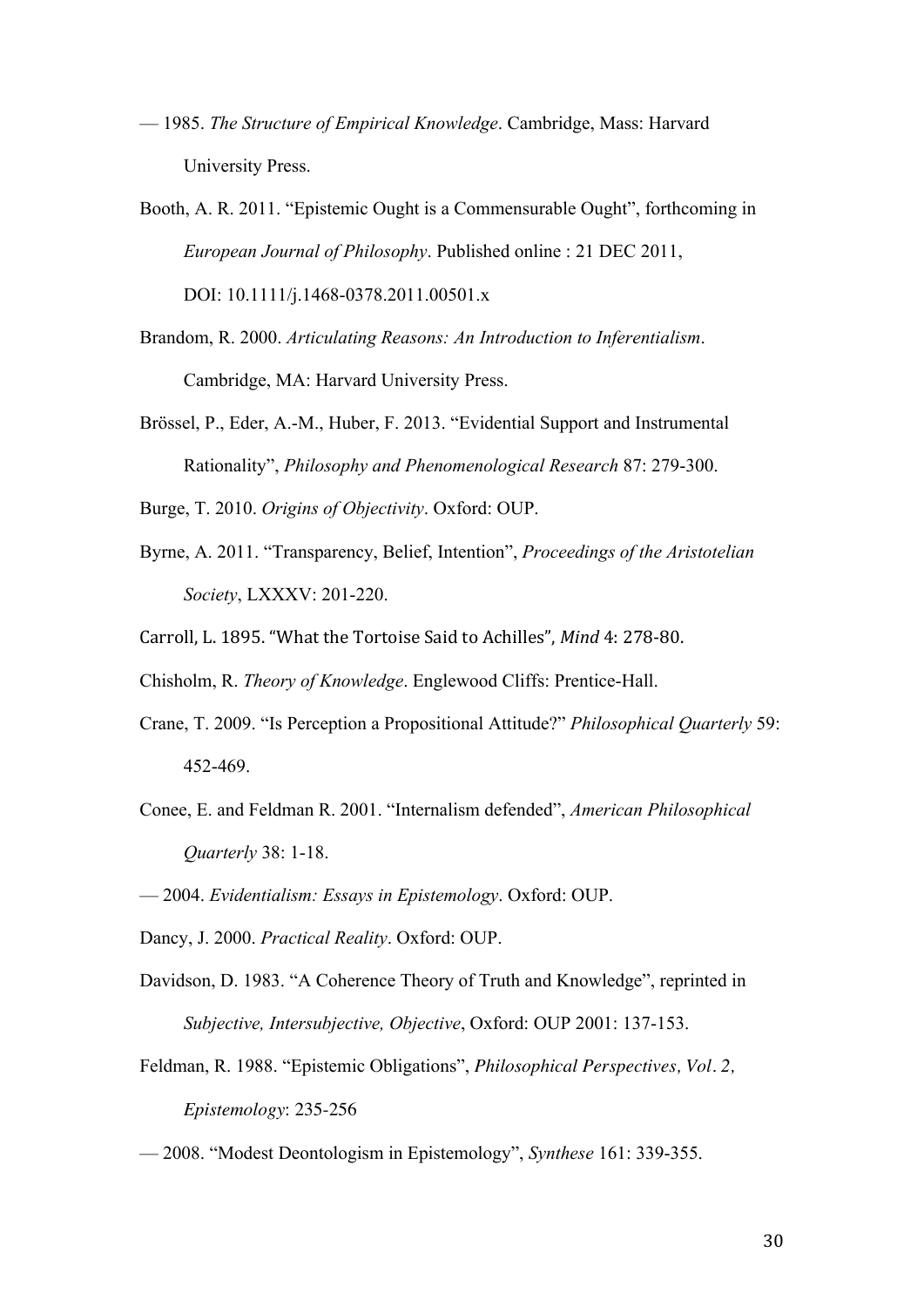— 1985. *The Structure of Empirical Knowledge*. Cambridge, Mass: Harvard University Press.

Booth, A. R. 2011. "Epistemic Ought is a Commensurable Ought", forthcoming in *European Journal of Philosophy*. Published online : 21 DEC 2011, DOI: 10.1111/j.1468-0378.2011.00501.x

Brandom, R. 2000. *Articulating Reasons: An Introduction to Inferentialism*. Cambridge, MA: Harvard University Press.

Brössel, P., Eder, A.-M., Huber, F. 2013. "Evidential Support and Instrumental Rationality", *Philosophy and Phenomenological Research* 87: 279-300.

Burge, T. 2010. *Origins of Objectivity*. Oxford: OUP.

Byrne, A. 2011. "Transparency, Belief, Intention", *Proceedings of the Aristotelian Society*, LXXXV: 201-220.

Carroll, L. 1895. "What the Tortoise Said to Achilles", *Mind* 4: 278-80.

Chisholm, R. *Theory of Knowledge*. Englewood Cliffs: Prentice-Hall.

Crane, T. 2009. "Is Perception a Propositional Attitude?" *Philosophical Quarterly* 59: 452-469.

Conee, E. and Feldman R. 2001. "Internalism defended", *American Philosophical Quarterly* 38: 1-18.

— 2004. *Evidentialism: Essays in Epistemology*. Oxford: OUP.

Dancy, J. 2000. *Practical Reality*. Oxford: OUP.

Davidson, D. 1983. "A Coherence Theory of Truth and Knowledge", reprinted in *Subjective, Intersubjective, Objective*, Oxford: OUP 2001: 137-153.

Feldman, R. 1988. "Epistemic Obligations", *Philosophical Perspectives, Vol. 2, Epistemology*: 235-256

— 2008. "Modest Deontologism in Epistemology", *Synthese* 161: 339-355.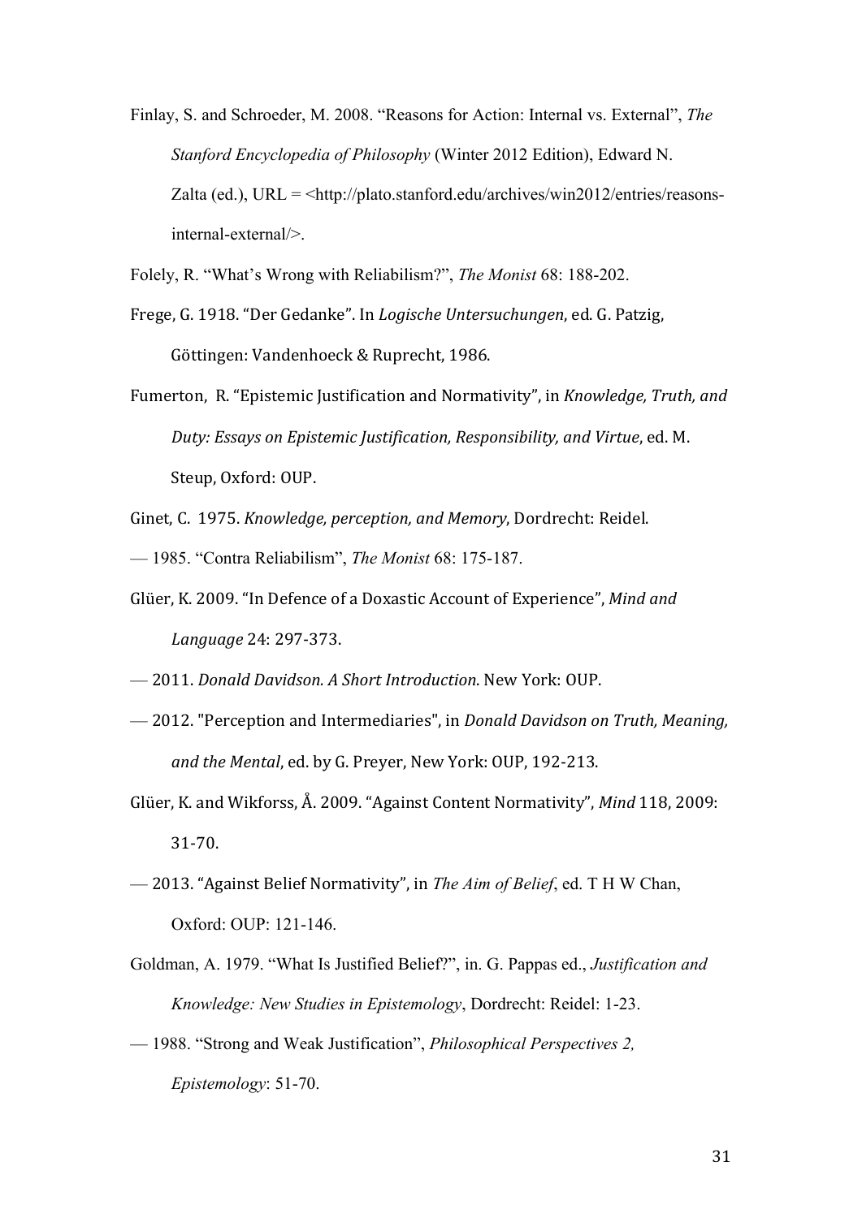Finlay, S. and Schroeder, M. 2008. "Reasons for Action: Internal vs. External", *The Stanford Encyclopedia of Philosophy* (Winter 2012 Edition), Edward N. Zalta (ed.), URL = <http://plato.stanford.edu/archives/win2012/entries/reasons-internal-external/>.

Folely, R. "What's Wrong with Reliabilism?", *The Monist* 68: 188-202.

Frege, G. 1918. "Der Gedanke". In *Logische Untersuchungen*, ed. G. Patzig, Göttingen: Vandenhoeck & Ruprecht, 1986.

Fumerton, R. "Epistemic Justification and Normativity", in *Knowledge, Truth, and Duty: Essays on Epistemic Justification, Responsibility, and Virtue*, ed. M. Steup, Oxford: OUP.

Ginet, C. 1975. *Knowledge, perception, and Memory*, Dordrecht: Reidel.

— 1985. "Contra Reliabilism", *The Monist* 68: 175-187.

Glüer, K. 2009. "In Defence of a Doxastic Account of Experience", *Mind and Language* 24: 297-373.

— 2011. *Donald Davidson. A Short Introduction*. New York: OUP.

— 2012. "Perception and Intermediaries", in *Donald Davidson on Truth, Meaning, and the Mental*, ed. by G. Preyer, New York: OUP, 192-213.

Glüer, K. and Wikforss, Å. 2009. "Against Content Normativity", *Mind* 118, 2009: 31-70.

— 2013. "Against Belief Normativity", in *The Aim of Belief*, ed. T H W Chan, Oxford: OUP: 121-146.

Goldman, A. 1979. "What Is Justified Belief?", in. G. Pappas ed., *Justification and Knowledge: New Studies in Epistemology*, Dordrecht: Reidel: 1-23.

— 1988. "Strong and Weak Justification", *Philosophical Perspectives 2, Epistemology*: 51-70.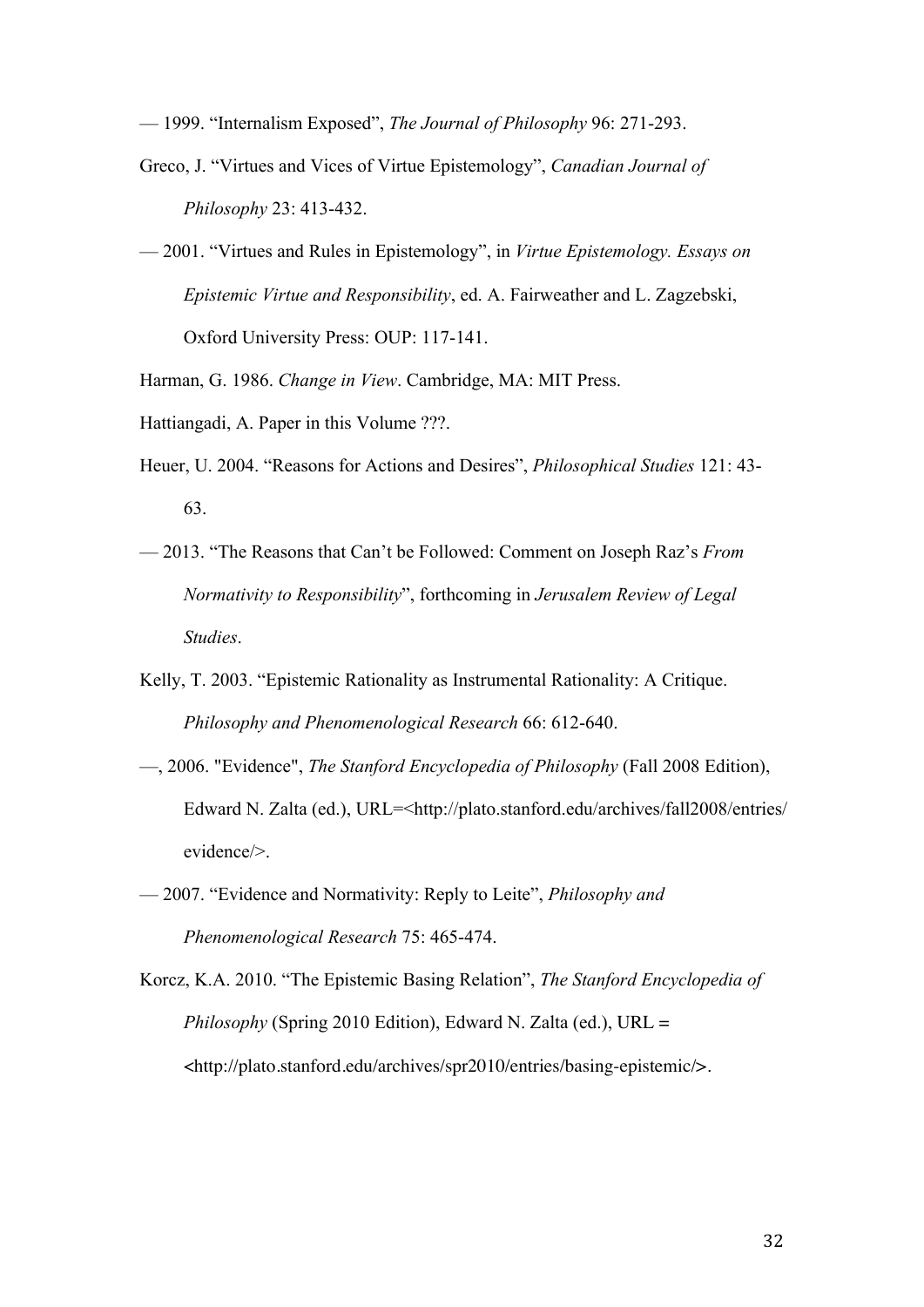— 1999. “Internalism Exposed”, *The Journal of Philosophy* 96: 271-293.

Greco, J. “Virtues and Vices of Virtue Epistemology”, *Canadian Journal of Philosophy* 23: 413-432.

— 2001. “Virtues and Rules in Epistemology”, in *Virtue Epistemology. Essays on Epistemic Virtue and Responsibility*, ed. A. Fairweather and L. Zagzebski, Oxford University Press: OUP: 117-141.

Harman, G. 1986. *Change in View*. Cambridge, MA: MIT Press.

Hattiangadi, A. Paper in this Volume ???.

Heuer, U. 2004. “Reasons for Actions and Desires”, *Philosophical Studies* 121: 43-63.

— 2013. “The Reasons that Can’t be Followed: Comment on Joseph Raz’s *From Normativity to Responsibility*”, forthcoming in *Jerusalem Review of Legal Studies*.

Kelly, T. 2003. “Epistemic Rationality as Instrumental Rationality: A Critique. *Philosophy and Phenomenological Research* 66: 612-640.

—, 2006. "Evidence", *The Stanford Encyclopedia of Philosophy* (Fall 2008 Edition), Edward N. Zalta (ed.), URL=<http://plato.stanford.edu/archives/fall2008/entries/evidence/>.

— 2007. “Evidence and Normativity: Reply to Leite”, *Philosophy and Phenomenological Research* 75: 465-474.

Korcz, K.A. 2010. “The Epistemic Basing Relation”, *The Stanford Encyclopedia of Philosophy* (Spring 2010 Edition), Edward N. Zalta (ed.), URL = <http://plato.stanford.edu/archives/spr2010/entries/basing-epistemic/>.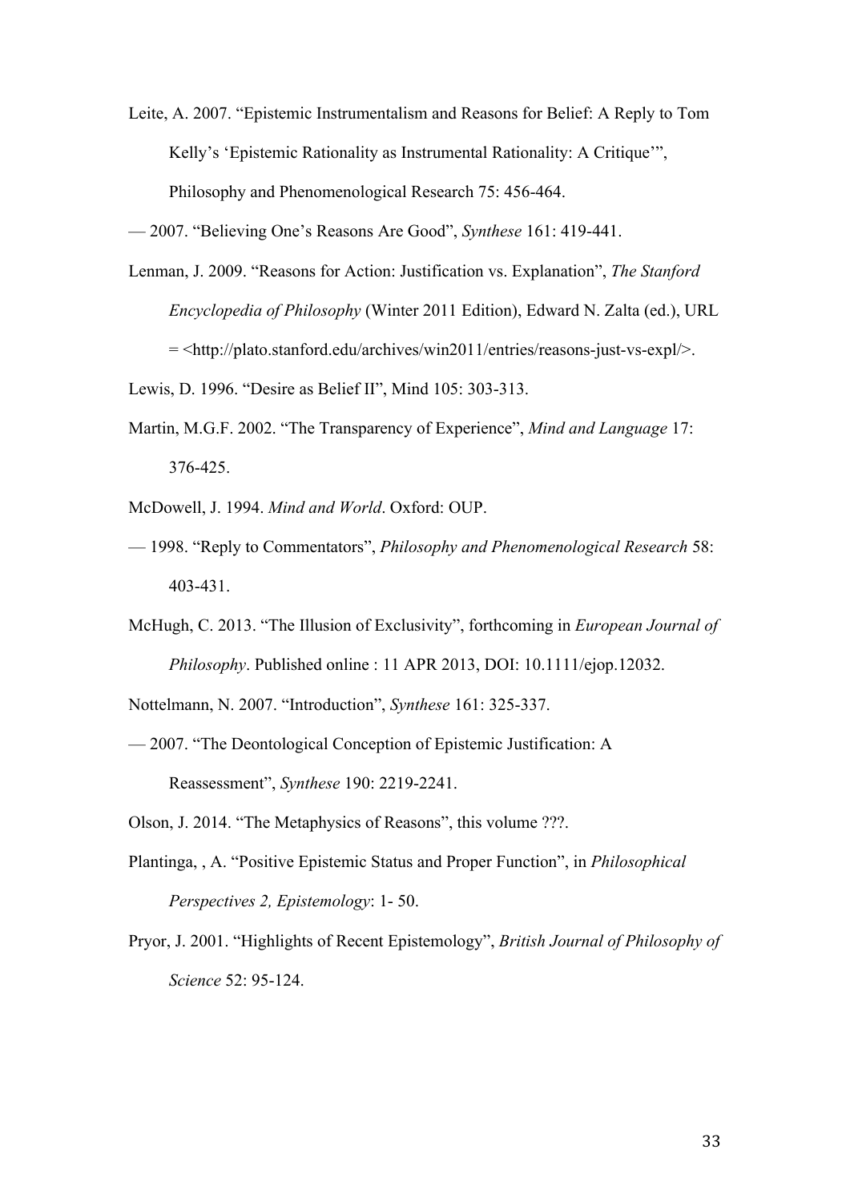Leite, A. 2007. "Epistemic Instrumentalism and Reasons for Belief: A Reply to Tom Kelly's 'Epistemic Rationality as Instrumental Rationality: A Critique'", Philosophy and Phenomenological Research 75: 456-464.

— 2007. "Believing One's Reasons Are Good", *Synthese* 161: 419-441.

Lenman, J. 2009. "Reasons for Action: Justification vs. Explanation", *The Stanford Encyclopedia of Philosophy* (Winter 2011 Edition), Edward N. Zalta (ed.), URL = <http://plato.stanford.edu/archives/win2011/entries/reasons-just-vs-expl/>.

Lewis, D. 1996. "Desire as Belief II", Mind 105: 303-313.

Martin, M.G.F. 2002. "The Transparency of Experience", *Mind and Language* 17: 376-425.

McDowell, J. 1994. *Mind and World*. Oxford: OUP.

— 1998. "Reply to Commentators", *Philosophy and Phenomenological Research* 58: 403-431.

McHugh, C. 2013. "The Illusion of Exclusivity", forthcoming in *European Journal of Philosophy*. Published online : 11 APR 2013, DOI: 10.1111/ejop.12032.

Nottelmann, N. 2007. "Introduction", *Synthese* 161: 325-337.

— 2007. "The Deontological Conception of Epistemic Justification: A Reassessment", *Synthese* 190: 2219-2241.

Olson, J. 2014. "The Metaphysics of Reasons", this volume ???.

Plantinga, , A. "Positive Epistemic Status and Proper Function", in *Philosophical Perspectives 2, Epistemology*: 1- 50.

Pryor, J. 2001. "Highlights of Recent Epistemology", *British Journal of Philosophy of Science* 52: 95-124.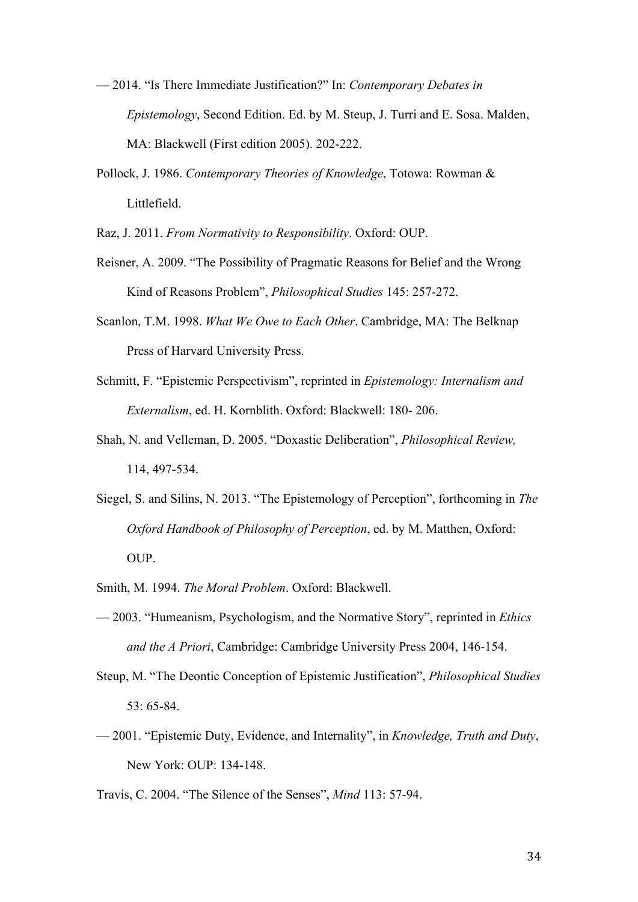— 2014. "Is There Immediate Justification?" In: *Contemporary Debates in Epistemology*, Second Edition. Ed. by M. Steup, J. Turri and E. Sosa. Malden, MA: Blackwell (First edition 2005). 202-222.

Pollock, J. 1986. *Contemporary Theories of Knowledge*, Totowa: Rowman & Littlefield.

Raz, J. 2011. *From Normativity to Responsibility*. Oxford: OUP.

Reisner, A. 2009. "The Possibility of Pragmatic Reasons for Belief and the Wrong Kind of Reasons Problem", *Philosophical Studies* 145: 257-272.

Scanlon, T.M. 1998. *What We Owe to Each Other*. Cambridge, MA: The Belknap Press of Harvard University Press.

Schmitt, F. "Epistemic Perspectivism", reprinted in *Epistemology: Internalism and Externalism*, ed. H. Kornblith. Oxford: Blackwell: 180- 206.

Shah, N. and Velleman, D. 2005. "Doxastic Deliberation", *Philosophical Review,* 114, 497-534.

Siegel, S. and Silins, N. 2013. "The Epistemology of Perception", forthcoming in *The Oxford Handbook of Philosophy of Perception*, ed. by M. Matthen, Oxford: OUP.

Smith, M. 1994. *The Moral Problem*. Oxford: Blackwell.

— 2003. "Humeanism, Psychologism, and the Normative Story", reprinted in *Ethics and the A Priori*, Cambridge: Cambridge University Press 2004, 146-154.

Steup, M. "The Deontic Conception of Epistemic Justification", *Philosophical Studies* 53: 65-84.

— 2001. "Epistemic Duty, Evidence, and Internality", in *Knowledge, Truth and Duty*, New York: OUP: 134-148.

Travis, C. 2004. "The Silence of the Senses", *Mind* 113: 57-94.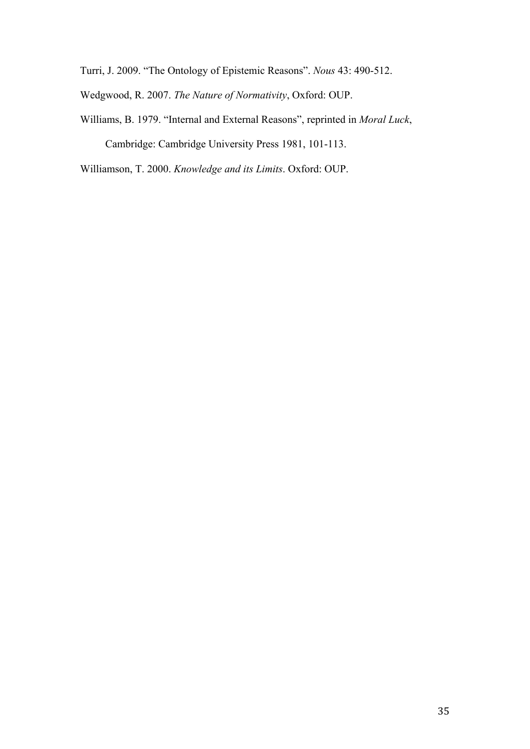Turri, J. 2009. "The Ontology of Epistemic Reasons". *Nous* 43: 490-512.

Wedgwood, R. 2007. *The Nature of Normativity*, Oxford: OUP.

Williams, B. 1979. "Internal and External Reasons", reprinted in *Moral Luck*, Cambridge: Cambridge University Press 1981, 101-113.

Williamson, T. 2000. *Knowledge and its Limits*. Oxford: OUP.